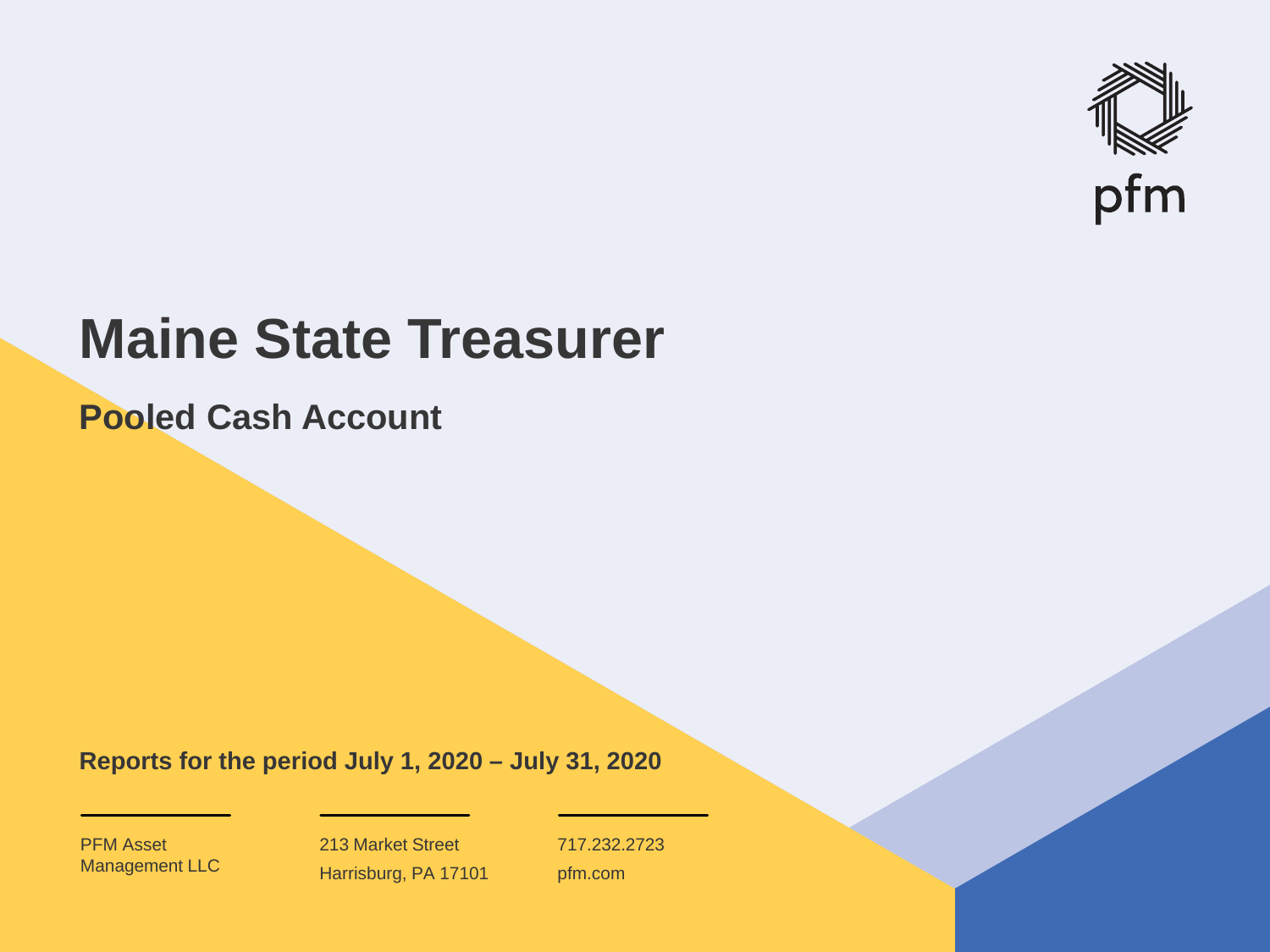pfm

# Maine State Treasurer

## Pooled Cash Account

**Reports for the period July 1, 2020 – July 31, 2020**

PFM Asset Management LLC

213 Market Street
Harrisburg, PA 17101

717.232.2723
pfm.com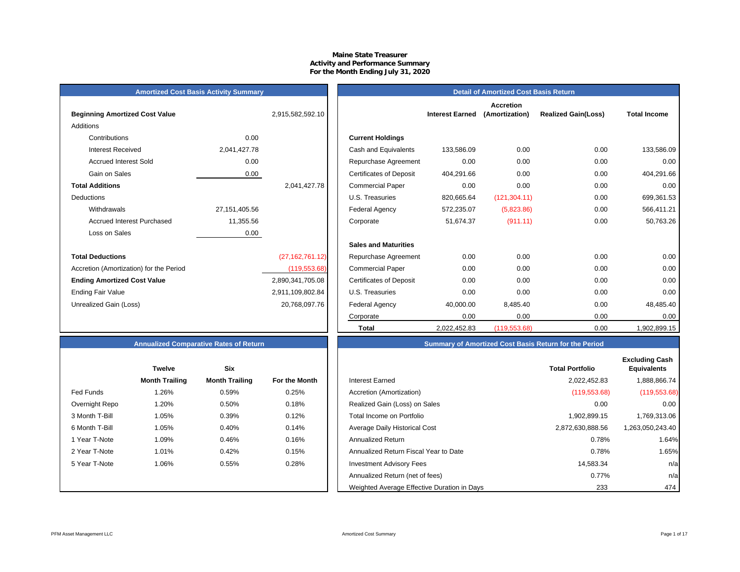**Maine State Treasurer**
**Activity and Performance Summary**
**For the Month Ending July 31, 2020**

## Amortized Cost Basis Activity Summary

| | | |
|---|---|---|
| **Beginning Amortized Cost Value** | | 2,915,582,592.10 |
| Additions | | |
| Contributions | 0.00 | |
| Interest Received | 2,041,427.78 | |
| Accrued Interest Sold | 0.00 | |
| Gain on Sales | 0.00 | |
| **Total Additions** | | 2,041,427.78 |
| Deductions | | |
| Withdrawals | 27,151,405.56 | |
| Accrued Interest Purchased | 11,355.56 | |
| Loss on Sales | 0.00 | |
| **Total Deductions** | | (27,162,761.12) |
| Accretion (Amortization) for the Period | | (119,553.68) |
| **Ending Amortized Cost Value** | | 2,890,341,705.08 |
| Ending Fair Value | | 2,911,109,802.84 |
| Unrealized Gain (Loss) | | 20,768,097.76 |

## Detail of Amortized Cost Basis Return

| | Interest Earned | Accretion (Amortization) | Realized Gain(Loss) | Total Income |
|---|---|---|---|---|
| **Current Holdings** | | | | |
| Cash and Equivalents | 133,586.09 | 0.00 | 0.00 | 133,586.09 |
| Repurchase Agreement | 0.00 | 0.00 | 0.00 | 0.00 |
| Certificates of Deposit | 404,291.66 | 0.00 | 0.00 | 404,291.66 |
| Commercial Paper | 0.00 | 0.00 | 0.00 | 0.00 |
| U.S. Treasuries | 820,665.64 | (121,304.11) | 0.00 | 699,361.53 |
| Federal Agency | 572,235.07 | (5,823.86) | 0.00 | 566,411.21 |
| Corporate | 51,674.37 | (911.11) | 0.00 | 50,763.26 |
| **Sales and Maturities** | | | | |
| Repurchase Agreement | 0.00 | 0.00 | 0.00 | 0.00 |
| Commercial Paper | 0.00 | 0.00 | 0.00 | 0.00 |
| Certificates of Deposit | 0.00 | 0.00 | 0.00 | 0.00 |
| U.S. Treasuries | 0.00 | 0.00 | 0.00 | 0.00 |
| Federal Agency | 40,000.00 | 8,485.40 | 0.00 | 48,485.40 |
| Corporate | 0.00 | 0.00 | 0.00 | 0.00 |
| **Total** | 2,022,452.83 | (119,553.68) | 0.00 | 1,902,899.15 |

## Annualized Comparative Rates of Return

| | Twelve Month Trailing | Six Month Trailing | For the Month |
|---|---|---|---|
| Fed Funds | 1.26% | 0.59% | 0.25% |
| Overnight Repo | 1.20% | 0.50% | 0.18% |
| 3 Month T-Bill | 1.05% | 0.39% | 0.12% |
| 6 Month T-Bill | 1.05% | 0.40% | 0.14% |
| 1 Year T-Note | 1.09% | 0.46% | 0.16% |
| 2 Year T-Note | 1.01% | 0.42% | 0.15% |
| 5 Year T-Note | 1.06% | 0.55% | 0.28% |

## Summary of Amortized Cost Basis Return for the Period

| | Total Portfolio | Excluding Cash Equivalents |
|---|---|---|
| Interest Earned | 2,022,452.83 | 1,888,866.74 |
| Accretion (Amortization) | (119,553.68) | (119,553.68) |
| Realized Gain (Loss) on Sales | 0.00 | 0.00 |
| Total Income on Portfolio | 1,902,899.15 | 1,769,313.06 |
| Average Daily Historical Cost | 2,872,630,888.56 | 1,263,050,243.40 |
| Annualized Return | 0.78% | 1.64% |
| Annualized Return Fiscal Year to Date | 0.78% | 1.65% |
| Investment Advisory Fees | 14,583.34 | n/a |
| Annualized Return (net of fees) | 0.77% | n/a |
| Weighted Average Effective Duration in Days | 233 | 474 |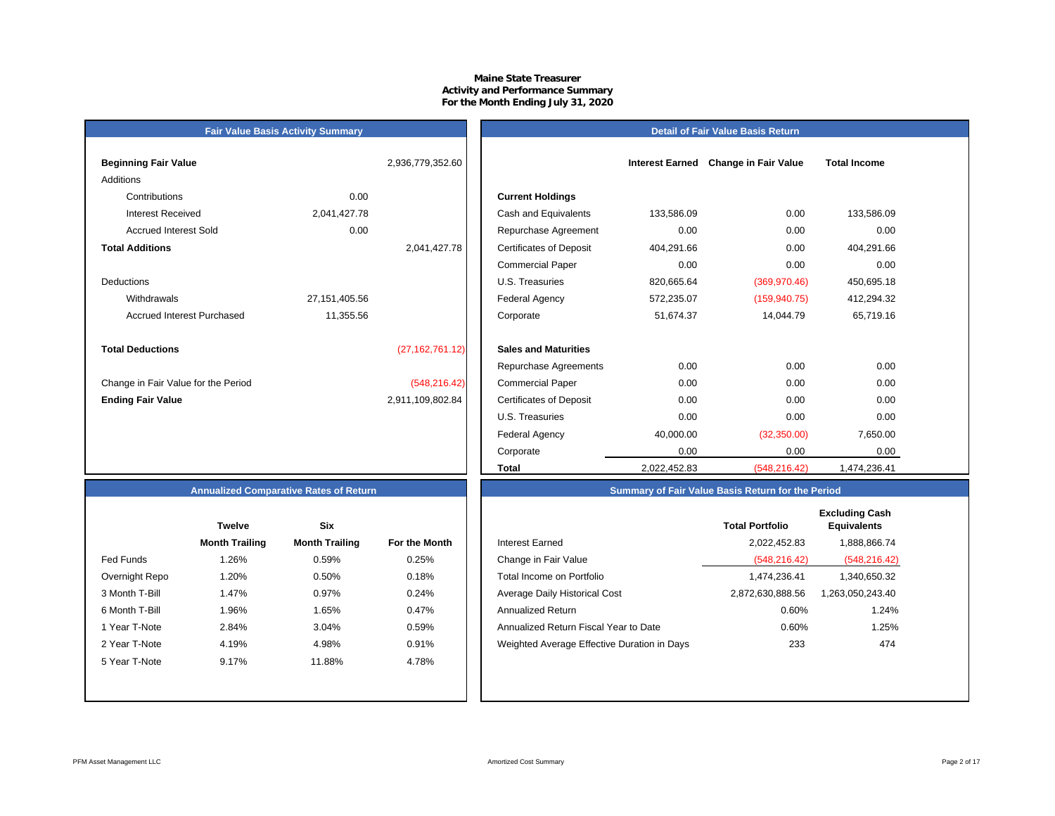# Maine State Treasurer
## Activity and Performance Summary
### For the Month Ending July 31, 2020

## Fair Value Basis Activity Summary

| | | |
|---|---|---|
| **Beginning Fair Value** | | 2,936,779,352.60 |
| Additions | | |
| Contributions | 0.00 | |
| Interest Received | 2,041,427.78 | |
| Accrued Interest Sold | 0.00 | |
| **Total Additions** | | 2,041,427.78 |
| Deductions | | |
| Withdrawals | 27,151,405.56 | |
| Accrued Interest Purchased | 11,355.56 | |
| **Total Deductions** | | (27,162,761.12) |
| Change in Fair Value for the Period | | (548,216.42) |
| **Ending Fair Value** | | 2,911,109,802.84 |

## Detail of Fair Value Basis Return

| | Interest Earned | Change in Fair Value | Total Income |
|---|---|---|---|
| **Current Holdings** | | | |
| Cash and Equivalents | 133,586.09 | 0.00 | 133,586.09 |
| Repurchase Agreement | 0.00 | 0.00 | 0.00 |
| Certificates of Deposit | 404,291.66 | 0.00 | 404,291.66 |
| Commercial Paper | 0.00 | 0.00 | 0.00 |
| U.S. Treasuries | 820,665.64 | (369,970.46) | 450,695.18 |
| Federal Agency | 572,235.07 | (159,940.75) | 412,294.32 |
| Corporate | 51,674.37 | 14,044.79 | 65,719.16 |
| **Sales and Maturities** | | | |
| Repurchase Agreements | 0.00 | 0.00 | 0.00 |
| Commercial Paper | 0.00 | 0.00 | 0.00 |
| Certificates of Deposit | 0.00 | 0.00 | 0.00 |
| U.S. Treasuries | 0.00 | 0.00 | 0.00 |
| Federal Agency | 40,000.00 | (32,350.00) | 7,650.00 |
| Corporate | 0.00 | 0.00 | 0.00 |
| **Total** | 2,022,452.83 | (548,216.42) | 1,474,236.41 |

## Annualized Comparative Rates of Return

| | Twelve Month Trailing | Six Month Trailing | For the Month |
|---|---|---|---|
| Fed Funds | 1.26% | 0.59% | 0.25% |
| Overnight Repo | 1.20% | 0.50% | 0.18% |
| 3 Month T-Bill | 1.47% | 0.97% | 0.24% |
| 6 Month T-Bill | 1.96% | 1.65% | 0.47% |
| 1 Year T-Note | 2.84% | 3.04% | 0.59% |
| 2 Year T-Note | 4.19% | 4.98% | 0.91% |
| 5 Year T-Note | 9.17% | 11.88% | 4.78% |

## Summary of Fair Value Basis Return for the Period

| | Total Portfolio | Excluding Cash Equivalents |
|---|---|---|
| Interest Earned | 2,022,452.83 | 1,888,866.74 |
| Change in Fair Value | (548,216.42) | (548,216.42) |
| Total Income on Portfolio | 1,474,236.41 | 1,340,650.32 |
| Average Daily Historical Cost | 2,872,630,888.56 | 1,263,050,243.40 |
| Annualized Return | 0.60% | 1.24% |
| Annualized Return Fiscal Year to Date | 0.60% | 1.25% |
| Weighted Average Effective Duration in Days | 233 | 474 |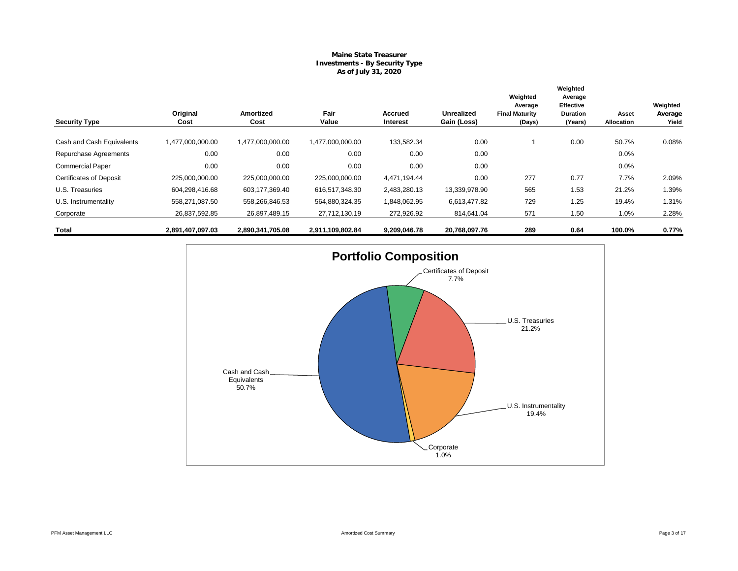# Maine State Treasurer
## Investments - By Security Type
### As of July 31, 2020

| Security Type | Original Cost | Amortized Cost | Fair Value | Accrued Interest | Unrealized Gain (Loss) | Weighted Average Final Maturity (Days) | Weighted Average Effective Duration (Years) | Asset Allocation | Weighted Average Yield |
|---|---|---|---|---|---|---|---|---|---|
| Cash and Cash Equivalents | 1,477,000,000.00 | 1,477,000,000.00 | 1,477,000,000.00 | 133,582.34 | 0.00 | 1 | 0.00 | 50.7% | 0.08% |
| Repurchase Agreements | 0.00 | 0.00 | 0.00 | 0.00 | 0.00 | | | 0.0% | |
| Commercial Paper | 0.00 | 0.00 | 0.00 | 0.00 | 0.00 | | | 0.0% | |
| Certificates of Deposit | 225,000,000.00 | 225,000,000.00 | 225,000,000.00 | 4,471,194.44 | 0.00 | 277 | 0.77 | 7.7% | 2.09% |
| U.S. Treasuries | 604,298,416.68 | 603,177,369.40 | 616,517,348.30 | 2,483,280.13 | 13,339,978.90 | 565 | 1.53 | 21.2% | 1.39% |
| U.S. Instrumentality | 558,271,087.50 | 558,266,846.53 | 564,880,324.35 | 1,848,062.95 | 6,613,477.82 | 729 | 1.25 | 19.4% | 1.31% |
| Corporate | 26,837,592.85 | 26,897,489.15 | 27,712,130.19 | 272,926.92 | 814,641.04 | 571 | 1.50 | 1.0% | 2.28% |
| **Total** | **2,891,407,097.03** | **2,890,341,705.08** | **2,911,109,802.84** | **9,209,046.78** | **20,768,097.76** | **289** | **0.64** | **100.0%** | **0.77%** |

## Portfolio Composition

- Cash and Cash Equivalents: 50.7%
- Certificates of Deposit: 7.7%
- U.S. Treasuries: 21.2%
- U.S. Instrumentality: 19.4%
- Corporate: 1.0%

PFM Asset Management LLC

Amortized Cost Summary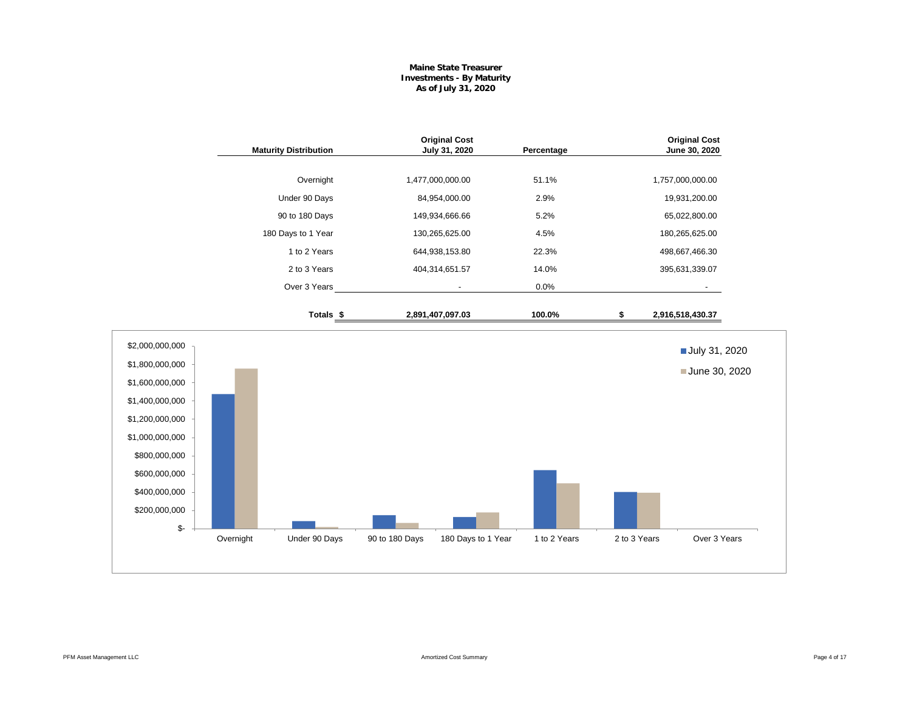**Maine State Treasurer**
**Investments - By Maturity**
**As of July 31, 2020**

| Maturity Distribution | Original Cost July 31, 2020 | Percentage | Original Cost June 30, 2020 |
|---|---|---|---|
| Overnight | 1,477,000,000.00 | 51.1% | 1,757,000,000.00 |
| Under 90 Days | 84,954,000.00 | 2.9% | 19,931,200.00 |
| 90 to 180 Days | 149,934,666.66 | 5.2% | 65,022,800.00 |
| 180 Days to 1 Year | 130,265,625.00 | 4.5% | 180,265,625.00 |
| 1 to 2 Years | 644,938,153.80 | 22.3% | 498,667,466.30 |
| 2 to 3 Years | 404,314,651.57 | 14.0% | 395,631,339.07 |
| Over 3 Years | - | 0.0% | - |
| **Totals** | **$ 2,891,407,097.03** | **100.0%** | **$ 2,916,518,430.37** |

Legend: July 31, 2020; June 30, 2020

Y-axis: $-, $200,000,000, $400,000,000, $600,000,000, $800,000,000, $1,000,000,000, $1,200,000,000, $1,400,000,000, $1,600,000,000, $1,800,000,000, $2,000,000,000

X-axis: Overnight, Under 90 Days, 90 to 180 Days, 180 Days to 1 Year, 1 to 2 Years, 2 to 3 Years, Over 3 Years

PFM Asset Management LLC

Amortized Cost Summary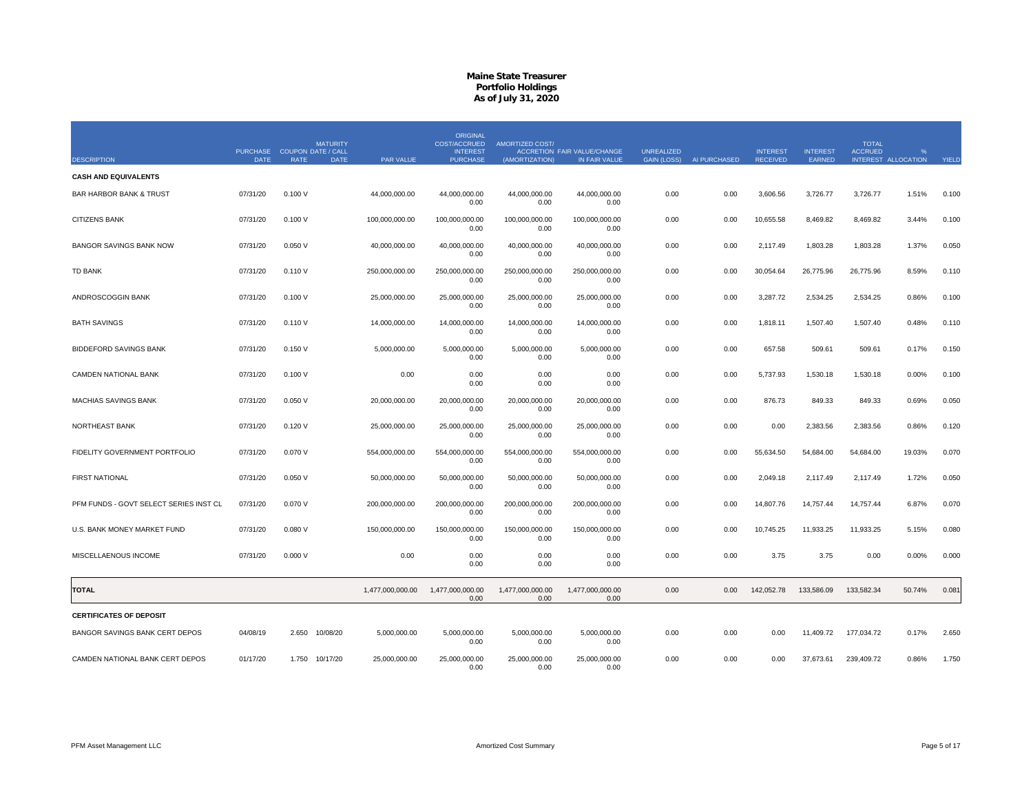# Maine State Treasurer
## Portfolio Holdings
### As of July 31, 2020

| DESCRIPTION | PURCHASE DATE | COUPON RATE | MATURITY DATE / CALL DATE | PAR VALUE | ORIGINAL COST/ACCRUED INTEREST PURCHASE | AMORTIZED COST/ ACCRETION (AMORTIZATION) | FAIR VALUE/CHANGE IN FAIR VALUE | UNREALIZED GAIN (LOSS) | AI PURCHASED | INTEREST RECEIVED | INTEREST EARNED | TOTAL ACCRUED INTEREST | % ALLOCATION | YIELD |
|---|---|---|---|---|---|---|---|---|---|---|---|---|---|---|
| **CASH AND EQUIVALENTS** | | | | | | | | | | | | | | |
| BAR HARBOR BANK & TRUST | 07/31/20 | 0.100 V | | 44,000,000.00 | 44,000,000.00<br>0.00 | 44,000,000.00<br>0.00 | 44,000,000.00<br>0.00 | 0.00 | 0.00 | 3,606.56 | 3,726.77 | 3,726.77 | 1.51% | 0.100 |
| CITIZENS BANK | 07/31/20 | 0.100 V | | 100,000,000.00 | 100,000,000.00<br>0.00 | 100,000,000.00<br>0.00 | 100,000,000.00<br>0.00 | 0.00 | 0.00 | 10,655.58 | 8,469.82 | 8,469.82 | 3.44% | 0.100 |
| BANGOR SAVINGS BANK NOW | 07/31/20 | 0.050 V | | 40,000,000.00 | 40,000,000.00<br>0.00 | 40,000,000.00<br>0.00 | 40,000,000.00<br>0.00 | 0.00 | 0.00 | 2,117.49 | 1,803.28 | 1,803.28 | 1.37% | 0.050 |
| TD BANK | 07/31/20 | 0.110 V | | 250,000,000.00 | 250,000,000.00<br>0.00 | 250,000,000.00<br>0.00 | 250,000,000.00<br>0.00 | 0.00 | 0.00 | 30,054.64 | 26,775.96 | 26,775.96 | 8.59% | 0.110 |
| ANDROSCOGGIN BANK | 07/31/20 | 0.100 V | | 25,000,000.00 | 25,000,000.00<br>0.00 | 25,000,000.00<br>0.00 | 25,000,000.00<br>0.00 | 0.00 | 0.00 | 3,287.72 | 2,534.25 | 2,534.25 | 0.86% | 0.100 |
| BATH SAVINGS | 07/31/20 | 0.110 V | | 14,000,000.00 | 14,000,000.00<br>0.00 | 14,000,000.00<br>0.00 | 14,000,000.00<br>0.00 | 0.00 | 0.00 | 1,818.11 | 1,507.40 | 1,507.40 | 0.48% | 0.110 |
| BIDDEFORD SAVINGS BANK | 07/31/20 | 0.150 V | | 5,000,000.00 | 5,000,000.00<br>0.00 | 5,000,000.00<br>0.00 | 5,000,000.00<br>0.00 | 0.00 | 0.00 | 657.58 | 509.61 | 509.61 | 0.17% | 0.150 |
| CAMDEN NATIONAL BANK | 07/31/20 | 0.100 V | | 0.00 | 0.00<br>0.00 | 0.00<br>0.00 | 0.00<br>0.00 | 0.00 | 0.00 | 5,737.93 | 1,530.18 | 1,530.18 | 0.00% | 0.100 |
| MACHIAS SAVINGS BANK | 07/31/20 | 0.050 V | | 20,000,000.00 | 20,000,000.00<br>0.00 | 20,000,000.00<br>0.00 | 20,000,000.00<br>0.00 | 0.00 | 0.00 | 876.73 | 849.33 | 849.33 | 0.69% | 0.050 |
| NORTHEAST BANK | 07/31/20 | 0.120 V | | 25,000,000.00 | 25,000,000.00<br>0.00 | 25,000,000.00<br>0.00 | 25,000,000.00<br>0.00 | 0.00 | 0.00 | 0.00 | 2,383.56 | 2,383.56 | 0.86% | 0.120 |
| FIDELITY GOVERNMENT PORTFOLIO | 07/31/20 | 0.070 V | | 554,000,000.00 | 554,000,000.00<br>0.00 | 554,000,000.00<br>0.00 | 554,000,000.00<br>0.00 | 0.00 | 0.00 | 55,634.50 | 54,684.00 | 54,684.00 | 19.03% | 0.070 |
| FIRST NATIONAL | 07/31/20 | 0.050 V | | 50,000,000.00 | 50,000,000.00<br>0.00 | 50,000,000.00<br>0.00 | 50,000,000.00<br>0.00 | 0.00 | 0.00 | 2,049.18 | 2,117.49 | 2,117.49 | 1.72% | 0.050 |
| PFM FUNDS - GOVT SELECT SERIES INST CL | 07/31/20 | 0.070 V | | 200,000,000.00 | 200,000,000.00<br>0.00 | 200,000,000.00<br>0.00 | 200,000,000.00<br>0.00 | 0.00 | 0.00 | 14,807.76 | 14,757.44 | 14,757.44 | 6.87% | 0.070 |
| U.S. BANK MONEY MARKET FUND | 07/31/20 | 0.080 V | | 150,000,000.00 | 150,000,000.00<br>0.00 | 150,000,000.00<br>0.00 | 150,000,000.00<br>0.00 | 0.00 | 0.00 | 10,745.25 | 11,933.25 | 11,933.25 | 5.15% | 0.080 |
| MISCELLANEOUS INCOME | 07/31/20 | 0.000 V | | 0.00 | 0.00<br>0.00 | 0.00<br>0.00 | 0.00<br>0.00 | 0.00 | 0.00 | 3.75 | 3.75 | 0.00 | 0.00% | 0.000 |
| **TOTAL** | | | | 1,477,000,000.00 | 1,477,000,000.00<br>0.00 | 1,477,000,000.00<br>0.00 | 1,477,000,000.00<br>0.00 | 0.00 | 0.00 | 142,052.78 | 133,586.09 | 133,582.34 | 50.74% | 0.081 |
| **CERTIFICATES OF DEPOSIT** | | | | | | | | | | | | | | |
| BANGOR SAVINGS BANK CERT DEPOS | 04/08/19 | 2.650 | 10/08/20 | 5,000,000.00 | 5,000,000.00<br>0.00 | 5,000,000.00<br>0.00 | 5,000,000.00<br>0.00 | 0.00 | 0.00 | 0.00 | 11,409.72 | 177,034.72 | 0.17% | 2.650 |
| CAMDEN NATIONAL BANK CERT DEPOS | 01/17/20 | 1.750 | 10/17/20 | 25,000,000.00 | 25,000,000.00<br>0.00 | 25,000,000.00<br>0.00 | 25,000,000.00<br>0.00 | 0.00 | 0.00 | 0.00 | 37,673.61 | 239,409.72 | 0.86% | 1.750 |

PFM Asset Management LLC — Amortized Cost Summary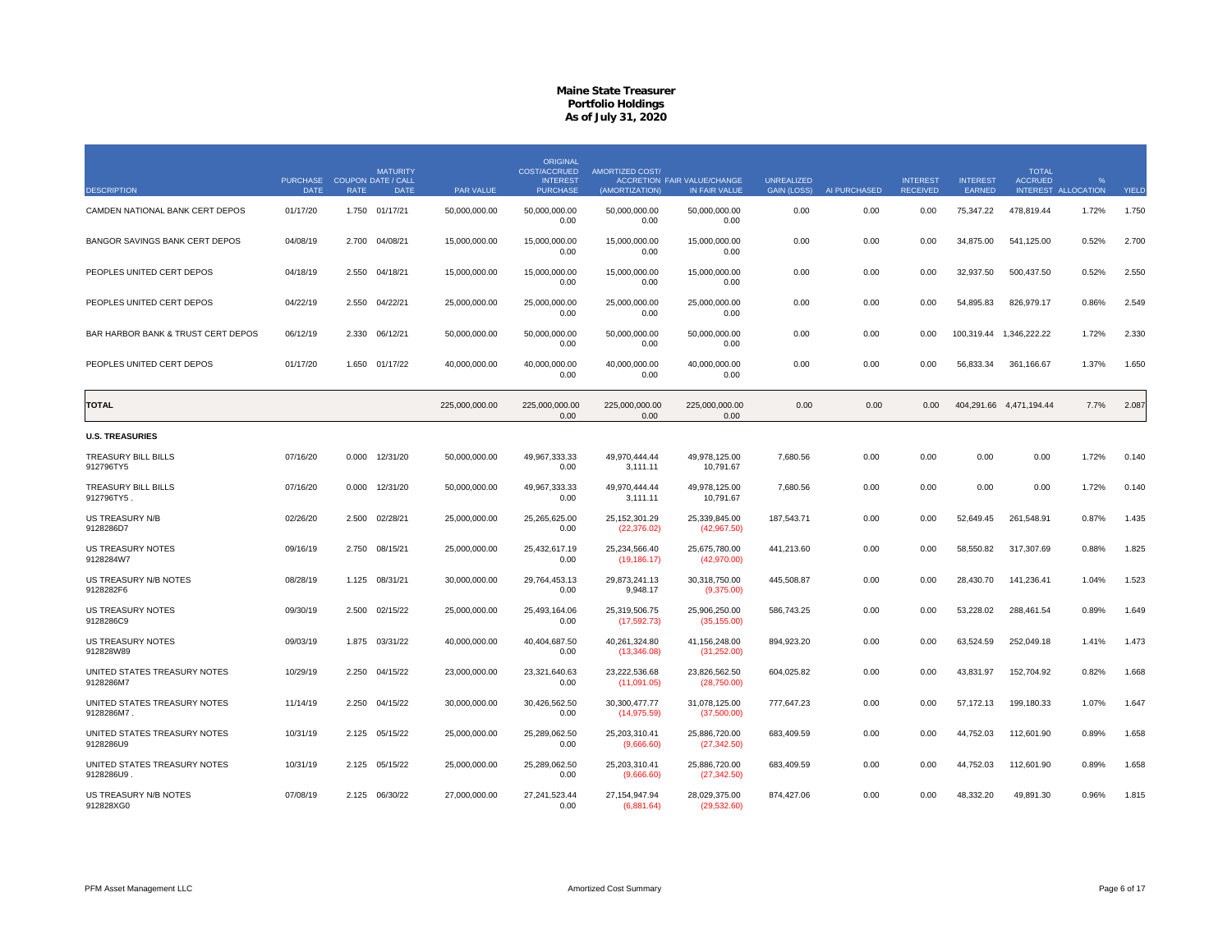# Maine State Treasurer
## Portfolio Holdings
### As of July 31, 2020

| DESCRIPTION | PURCHASE DATE | COUPON RATE | MATURITY DATE / CALL DATE | PAR VALUE | ORIGINAL COST/ACCRUED INTEREST PURCHASE | AMORTIZED COST/ ACCRETION (AMORTIZATION) | FAIR VALUE/CHANGE IN FAIR VALUE | UNREALIZED GAIN (LOSS) | AI PURCHASED | INTEREST RECEIVED | INTEREST EARNED | TOTAL ACCRUED INTEREST | % ALLOCATION | YIELD |
|---|---|---|---|---|---|---|---|---|---|---|---|---|---|---|
| CAMDEN NATIONAL BANK CERT DEPOS | 01/17/20 | 1.750 | 01/17/21 | 50,000,000.00 | 50,000,000.00<br>0.00 | 50,000,000.00<br>0.00 | 50,000,000.00<br>0.00 | 0.00 | 0.00 | 0.00 | 75,347.22 | 478,819.44 | 1.72% | 1.750 |
| BANGOR SAVINGS BANK CERT DEPOS | 04/08/19 | 2.700 | 04/08/21 | 15,000,000.00 | 15,000,000.00<br>0.00 | 15,000,000.00<br>0.00 | 15,000,000.00<br>0.00 | 0.00 | 0.00 | 0.00 | 34,875.00 | 541,125.00 | 0.52% | 2.700 |
| PEOPLES UNITED CERT DEPOS | 04/18/19 | 2.550 | 04/18/21 | 15,000,000.00 | 15,000,000.00<br>0.00 | 15,000,000.00<br>0.00 | 15,000,000.00<br>0.00 | 0.00 | 0.00 | 0.00 | 32,937.50 | 500,437.50 | 0.52% | 2.550 |
| PEOPLES UNITED CERT DEPOS | 04/22/19 | 2.550 | 04/22/21 | 25,000,000.00 | 25,000,000.00<br>0.00 | 25,000,000.00<br>0.00 | 25,000,000.00<br>0.00 | 0.00 | 0.00 | 0.00 | 54,895.83 | 826,979.17 | 0.86% | 2.549 |
| BAR HARBOR BANK & TRUST CERT DEPOS | 06/12/19 | 2.330 | 06/12/21 | 50,000,000.00 | 50,000,000.00<br>0.00 | 50,000,000.00<br>0.00 | 50,000,000.00<br>0.00 | 0.00 | 0.00 | 0.00 | 100,319.44 | 1,346,222.22 | 1.72% | 2.330 |
| PEOPLES UNITED CERT DEPOS | 01/17/20 | 1.650 | 01/17/22 | 40,000,000.00 | 40,000,000.00<br>0.00 | 40,000,000.00<br>0.00 | 40,000,000.00<br>0.00 | 0.00 | 0.00 | 0.00 | 56,833.34 | 361,166.67 | 1.37% | 1.650 |
| **TOTAL** | | | | 225,000,000.00 | 225,000,000.00<br>0.00 | 225,000,000.00<br>0.00 | 225,000,000.00<br>0.00 | 0.00 | 0.00 | 0.00 | 404,291.66 | 4,471,194.44 | 7.7% | 2.087 |
| **U.S. TREASURIES** | | | | | | | | | | | | | | |
| TREASURY BILL BILLS<br>912796TY5 | 07/16/20 | 0.000 | 12/31/20 | 50,000,000.00 | 49,967,333.33<br>0.00 | 49,970,444.44<br>3,111.11 | 49,978,125.00<br>10,791.67 | 7,680.56 | 0.00 | 0.00 | 0.00 | 0.00 | 1.72% | 0.140 |
| TREASURY BILL BILLS<br>912796TY5 . | 07/16/20 | 0.000 | 12/31/20 | 50,000,000.00 | 49,967,333.33<br>0.00 | 49,970,444.44<br>3,111.11 | 49,978,125.00<br>10,791.67 | 7,680.56 | 0.00 | 0.00 | 0.00 | 0.00 | 1.72% | 0.140 |
| US TREASURY N/B<br>9128286D7 | 02/26/20 | 2.500 | 02/28/21 | 25,000,000.00 | 25,265,625.00<br>0.00 | 25,152,301.29<br>(22,376.02) | 25,339,845.00<br>(42,967.50) | 187,543.71 | 0.00 | 0.00 | 52,649.45 | 261,548.91 | 0.87% | 1.435 |
| US TREASURY NOTES<br>9128284W7 | 09/16/19 | 2.750 | 08/15/21 | 25,000,000.00 | 25,432,617.19<br>0.00 | 25,234,566.40<br>(19,186.17) | 25,675,780.00<br>(42,970.00) | 441,213.60 | 0.00 | 0.00 | 58,550.82 | 317,307.69 | 0.88% | 1.825 |
| US TREASURY N/B NOTES<br>9128282F6 | 08/28/19 | 1.125 | 08/31/21 | 30,000,000.00 | 29,764,453.13<br>0.00 | 29,873,241.13<br>9,948.17 | 30,318,750.00<br>(9,375.00) | 445,508.87 | 0.00 | 0.00 | 28,430.70 | 141,236.41 | 1.04% | 1.523 |
| US TREASURY NOTES<br>9128286C9 | 09/30/19 | 2.500 | 02/15/22 | 25,000,000.00 | 25,493,164.06<br>0.00 | 25,319,506.75<br>(17,592.73) | 25,906,250.00<br>(35,155.00) | 586,743.25 | 0.00 | 0.00 | 53,228.02 | 288,461.54 | 0.89% | 1.649 |
| US TREASURY NOTES<br>912828W89 | 09/03/19 | 1.875 | 03/31/22 | 40,000,000.00 | 40,404,687.50<br>0.00 | 40,261,324.80<br>(13,346.08) | 41,156,248.00<br>(31,252.00) | 894,923.20 | 0.00 | 0.00 | 63,524.59 | 252,049.18 | 1.41% | 1.473 |
| UNITED STATES TREASURY NOTES<br>9128286M7 | 10/29/19 | 2.250 | 04/15/22 | 23,000,000.00 | 23,321,640.63<br>0.00 | 23,222,536.68<br>(11,091.05) | 23,826,562.50<br>(28,750.00) | 604,025.82 | 0.00 | 0.00 | 43,831.97 | 152,704.92 | 0.82% | 1.668 |
| UNITED STATES TREASURY NOTES<br>9128286M7 . | 11/14/19 | 2.250 | 04/15/22 | 30,000,000.00 | 30,426,562.50<br>0.00 | 30,300,477.77<br>(14,975.59) | 31,078,125.00<br>(37,500.00) | 777,647.23 | 0.00 | 0.00 | 57,172.13 | 199,180.33 | 1.07% | 1.647 |
| UNITED STATES TREASURY NOTES<br>9128286U9 | 10/31/19 | 2.125 | 05/15/22 | 25,000,000.00 | 25,289,062.50<br>0.00 | 25,203,310.41<br>(9,666.60) | 25,886,720.00<br>(27,342.50) | 683,409.59 | 0.00 | 0.00 | 44,752.03 | 112,601.90 | 0.89% | 1.658 |
| UNITED STATES TREASURY NOTES<br>9128286U9 . | 10/31/19 | 2.125 | 05/15/22 | 25,000,000.00 | 25,289,062.50<br>0.00 | 25,203,310.41<br>(9,666.60) | 25,886,720.00<br>(27,342.50) | 683,409.59 | 0.00 | 0.00 | 44,752.03 | 112,601.90 | 0.89% | 1.658 |
| US TREASURY N/B NOTES<br>912828XG0 | 07/08/19 | 2.125 | 06/30/22 | 27,000,000.00 | 27,241,523.44<br>0.00 | 27,154,947.94<br>(6,881.64) | 28,029,375.00<br>(29,532.60) | 874,427.06 | 0.00 | 0.00 | 48,332.20 | 49,891.30 | 0.96% | 1.815 |

PFM Asset Management LLC — Amortized Cost Summary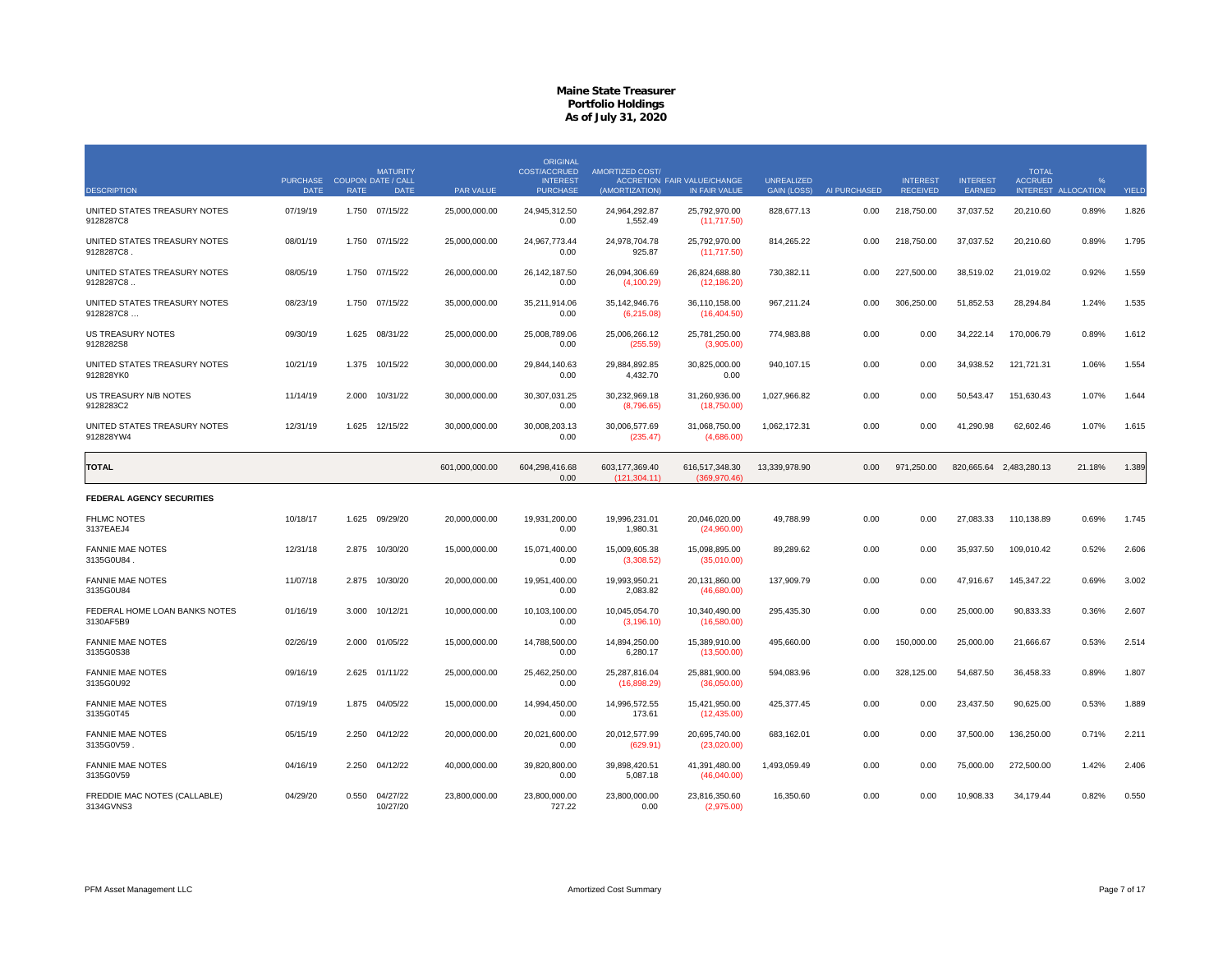# Maine State Treasurer
## Portfolio Holdings
### As of July 31, 2020

| DESCRIPTION | PURCHASE DATE | COUPON RATE | MATURITY DATE / CALL DATE | PAR VALUE | ORIGINAL COST/ACCRUED INTEREST PURCHASE | AMORTIZED COST/ ACCRETION (AMORTIZATION) | FAIR VALUE/CHANGE IN FAIR VALUE | UNREALIZED GAIN (LOSS) | AI PURCHASED | INTEREST RECEIVED | INTEREST EARNED | TOTAL ACCRUED INTEREST | % ALLOCATION | YIELD |
|---|---|---|---|---|---|---|---|---|---|---|---|---|---|---|
| UNITED STATES TREASURY NOTES 9128287C8 | 07/19/19 | 1.750 | 07/15/22 | 25,000,000.00 | 24,945,312.50<br>0.00 | 24,964,292.87<br>1,552.49 | 25,792,970.00<br>(11,717.50) | 828,677.13 | 0.00 | 218,750.00 | 37,037.52 | 20,210.60 | 0.89% | 1.826 |
| UNITED STATES TREASURY NOTES 9128287C8 . | 08/01/19 | 1.750 | 07/15/22 | 25,000,000.00 | 24,967,773.44<br>0.00 | 24,978,704.78<br>925.87 | 25,792,970.00<br>(11,717.50) | 814,265.22 | 0.00 | 218,750.00 | 37,037.52 | 20,210.60 | 0.89% | 1.795 |
| UNITED STATES TREASURY NOTES 9128287C8 .. | 08/05/19 | 1.750 | 07/15/22 | 26,000,000.00 | 26,142,187.50<br>0.00 | 26,094,306.69<br>(4,100.29) | 26,824,688.80<br>(12,186.20) | 730,382.11 | 0.00 | 227,500.00 | 38,519.02 | 21,019.02 | 0.92% | 1.559 |
| UNITED STATES TREASURY NOTES 9128287C8 ... | 08/23/19 | 1.750 | 07/15/22 | 35,000,000.00 | 35,211,914.06<br>0.00 | 35,142,946.76<br>(6,215.08) | 36,110,158.00<br>(16,404.50) | 967,211.24 | 0.00 | 306,250.00 | 51,852.53 | 28,294.84 | 1.24% | 1.535 |
| US TREASURY NOTES 9128282S8 | 09/30/19 | 1.625 | 08/31/22 | 25,000,000.00 | 25,008,789.06<br>0.00 | 25,006,266.12<br>(255.59) | 25,781,250.00<br>(3,905.00) | 774,983.88 | 0.00 | 0.00 | 34,222.14 | 170,006.79 | 0.89% | 1.612 |
| UNITED STATES TREASURY NOTES 912828YK0 | 10/21/19 | 1.375 | 10/15/22 | 30,000,000.00 | 29,844,140.63<br>0.00 | 29,884,892.85<br>4,432.70 | 30,825,000.00<br>0.00 | 940,107.15 | 0.00 | 0.00 | 34,938.52 | 121,721.31 | 1.06% | 1.554 |
| US TREASURY N/B NOTES 9128283C2 | 11/14/19 | 2.000 | 10/31/22 | 30,000,000.00 | 30,307,031.25<br>0.00 | 30,232,969.18<br>(8,796.65) | 31,260,936.00<br>(18,750.00) | 1,027,966.82 | 0.00 | 0.00 | 50,543.47 | 151,630.43 | 1.07% | 1.644 |
| UNITED STATES TREASURY NOTES 912828YW4 | 12/31/19 | 1.625 | 12/15/22 | 30,000,000.00 | 30,008,203.13<br>0.00 | 30,006,577.69<br>(235.47) | 31,068,750.00<br>(4,686.00) | 1,062,172.31 | 0.00 | 0.00 | 41,290.98 | 62,602.46 | 1.07% | 1.615 |
| **TOTAL** | | | | 601,000,000.00 | 604,298,416.68<br>0.00 | 603,177,369.40<br>(121,304.11) | 616,517,348.30<br>(369,970.46) | 13,339,978.90 | 0.00 | 971,250.00 | 820,665.64 | 2,483,280.13 | 21.18% | 1.389 |
| **FEDERAL AGENCY SECURITIES** | | | | | | | | | | | | | | |
| FHLMC NOTES 3137EAEJ4 | 10/18/17 | 1.625 | 09/29/20 | 20,000,000.00 | 19,931,200.00<br>0.00 | 19,996,231.01<br>1,980.31 | 20,046,020.00<br>(24,960.00) | 49,788.99 | 0.00 | 0.00 | 27,083.33 | 110,138.89 | 0.69% | 1.745 |
| FANNIE MAE NOTES 3135G0U84 . | 12/31/18 | 2.875 | 10/30/20 | 15,000,000.00 | 15,071,400.00<br>0.00 | 15,009,605.38<br>(3,308.52) | 15,098,895.00<br>(35,010.00) | 89,289.62 | 0.00 | 0.00 | 35,937.50 | 109,010.42 | 0.52% | 2.606 |
| FANNIE MAE NOTES 3135G0U84 | 11/07/18 | 2.875 | 10/30/20 | 20,000,000.00 | 19,951,400.00<br>0.00 | 19,993,950.21<br>2,083.82 | 20,131,860.00<br>(46,680.00) | 137,909.79 | 0.00 | 0.00 | 47,916.67 | 145,347.22 | 0.69% | 3.002 |
| FEDERAL HOME LOAN BANKS NOTES 3130AF5B9 | 01/16/19 | 3.000 | 10/12/21 | 10,000,000.00 | 10,103,100.00<br>0.00 | 10,045,054.70<br>(3,196.10) | 10,340,490.00<br>(16,580.00) | 295,435.30 | 0.00 | 0.00 | 25,000.00 | 90,833.33 | 0.36% | 2.607 |
| FANNIE MAE NOTES 3135G0S38 | 02/26/19 | 2.000 | 01/05/22 | 15,000,000.00 | 14,788,500.00<br>0.00 | 14,894,250.00<br>6,280.17 | 15,389,910.00<br>(13,500.00) | 495,660.00 | 0.00 | 150,000.00 | 25,000.00 | 21,666.67 | 0.53% | 2.514 |
| FANNIE MAE NOTES 3135G0U92 | 09/16/19 | 2.625 | 01/11/22 | 25,000,000.00 | 25,462,250.00<br>0.00 | 25,287,816.04<br>(16,898.29) | 25,881,900.00<br>(36,050.00) | 594,083.96 | 0.00 | 328,125.00 | 54,687.50 | 36,458.33 | 0.89% | 1.807 |
| FANNIE MAE NOTES 3135G0T45 | 07/19/19 | 1.875 | 04/05/22 | 15,000,000.00 | 14,994,450.00<br>0.00 | 14,996,572.55<br>173.61 | 15,421,950.00<br>(12,435.00) | 425,377.45 | 0.00 | 0.00 | 23,437.50 | 90,625.00 | 0.53% | 1.889 |
| FANNIE MAE NOTES 3135G0V59 . | 05/15/19 | 2.250 | 04/12/22 | 20,000,000.00 | 20,021,600.00<br>0.00 | 20,012,577.99<br>(629.91) | 20,695,740.00<br>(23,020.00) | 683,162.01 | 0.00 | 0.00 | 37,500.00 | 136,250.00 | 0.71% | 2.211 |
| FANNIE MAE NOTES 3135G0V59 | 04/16/19 | 2.250 | 04/12/22 | 40,000,000.00 | 39,820,800.00<br>0.00 | 39,898,420.51<br>5,087.18 | 41,391,480.00<br>(46,040.00) | 1,493,059.49 | 0.00 | 0.00 | 75,000.00 | 272,500.00 | 1.42% | 2.406 |
| FREDDIE MAC NOTES (CALLABLE) 3134GVNS3 | 04/29/20 | 0.550 | 04/27/22<br>10/27/20 | 23,800,000.00 | 23,800,000.00<br>727.22 | 23,800,000.00<br>0.00 | 23,816,350.60<br>(2,975.00) | 16,350.60 | 0.00 | 0.00 | 10,908.33 | 34,179.44 | 0.82% | 0.550 |

PFM Asset Management LLC — Amortized Cost Summary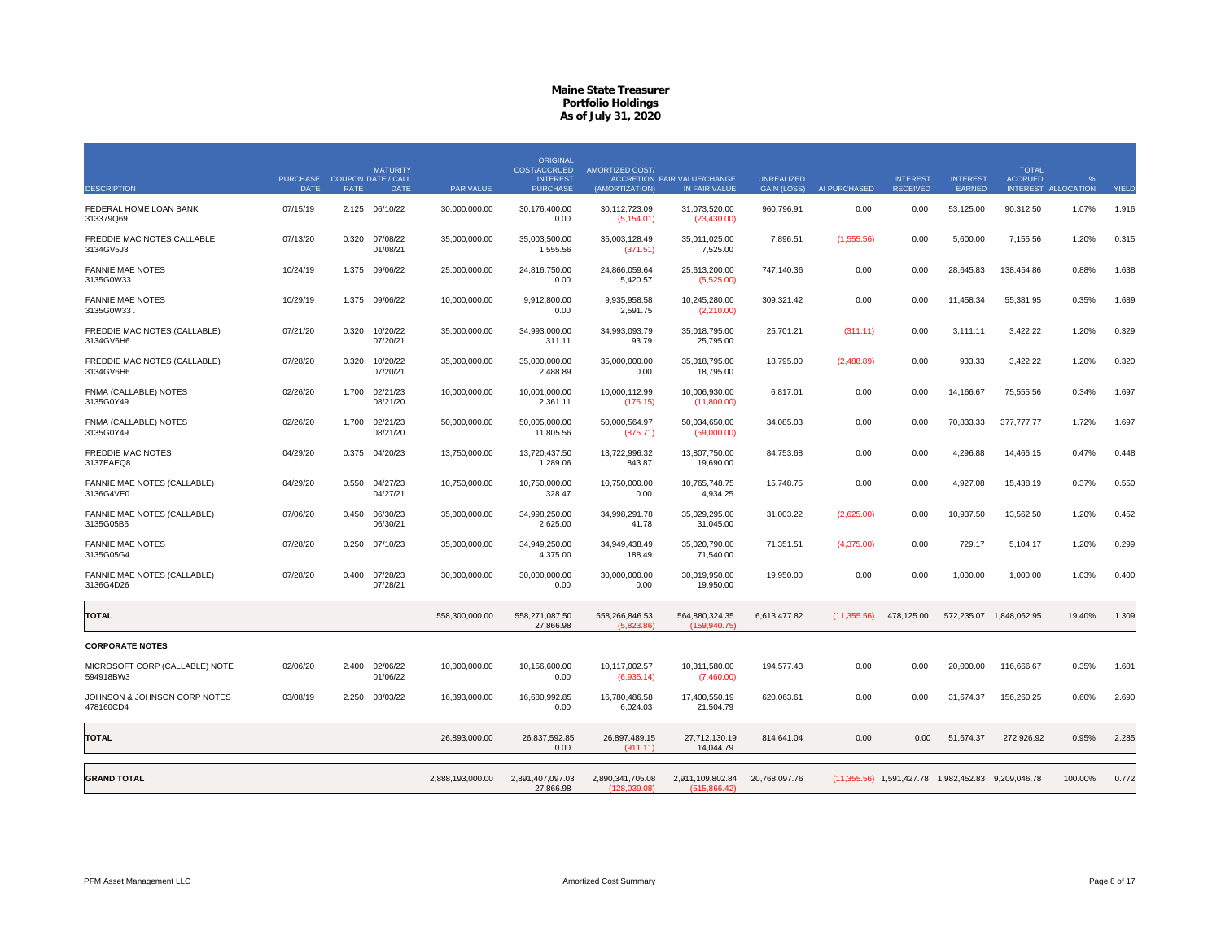# Maine State Treasurer
## Portfolio Holdings
### As of July 31, 2020

| DESCRIPTION | PURCHASE DATE | COUPON RATE | MATURITY DATE / CALL DATE | PAR VALUE | ORIGINAL COST/ACCRUED INTEREST PURCHASE | AMORTIZED COST/ ACCRETION (AMORTIZATION) | FAIR VALUE/CHANGE IN FAIR VALUE | UNREALIZED GAIN (LOSS) | AI PURCHASED | INTEREST RECEIVED | INTEREST EARNED | TOTAL ACCRUED INTEREST | % ALLOCATION | YIELD |
|---|---|---|---|---|---|---|---|---|---|---|---|---|---|---|
| FEDERAL HOME LOAN BANK 313379Q69 | 07/15/19 | 2.125 | 06/10/22 | 30,000,000.00 | 30,176,400.00 0.00 | 30,112,723.09 (5,154.01) | 31,073,520.00 (23,430.00) | 960,796.91 | 0.00 | 0.00 | 53,125.00 | 90,312.50 | 1.07% | 1.916 |
| FREDDIE MAC NOTES CALLABLE 3134GV5J3 | 07/13/20 | 0.320 | 07/08/22 01/08/21 | 35,000,000.00 | 35,003,500.00 1,555.56 | 35,003,128.49 (371.51) | 35,011,025.00 7,525.00 | 7,896.51 | (1,555.56) | 0.00 | 5,600.00 | 7,155.56 | 1.20% | 0.315 |
| FANNIE MAE NOTES 3135G0W33 | 10/24/19 | 1.375 | 09/06/22 | 25,000,000.00 | 24,816,750.00 0.00 | 24,866,059.64 5,420.57 | 25,613,200.00 (5,525.00) | 747,140.36 | 0.00 | 0.00 | 28,645.83 | 138,454.86 | 0.88% | 1.638 |
| FANNIE MAE NOTES 3135G0W33 . | 10/29/19 | 1.375 | 09/06/22 | 10,000,000.00 | 9,912,800.00 0.00 | 9,935,958.58 2,591.75 | 10,245,280.00 (2,210.00) | 309,321.42 | 0.00 | 0.00 | 11,458.34 | 55,381.95 | 0.35% | 1.689 |
| FREDDIE MAC NOTES (CALLABLE) 3134GV6H6 | 07/21/20 | 0.320 | 10/20/22 07/20/21 | 35,000,000.00 | 34,993,000.00 311.11 | 34,993,093.79 93.79 | 35,018,795.00 25,795.00 | 25,701.21 | (311.11) | 0.00 | 3,111.11 | 3,422.22 | 1.20% | 0.329 |
| FREDDIE MAC NOTES (CALLABLE) 3134GV6H6 . | 07/28/20 | 0.320 | 10/20/22 07/20/21 | 35,000,000.00 | 35,000,000.00 2,488.89 | 35,000,000.00 0.00 | 35,018,795.00 18,795.00 | 18,795.00 | (2,488.89) | 0.00 | 933.33 | 3,422.22 | 1.20% | 0.320 |
| FNMA (CALLABLE) NOTES 3135G0Y49 | 02/26/20 | 1.700 | 02/21/23 08/21/20 | 10,000,000.00 | 10,001,000.00 2,361.11 | 10,000,112.99 (175.15) | 10,006,930.00 (11,800.00) | 6,817.01 | 0.00 | 0.00 | 14,166.67 | 75,555.56 | 0.34% | 1.697 |
| FNMA (CALLABLE) NOTES 3135G0Y49 . | 02/26/20 | 1.700 | 02/21/23 08/21/20 | 50,000,000.00 | 50,005,000.00 11,805.56 | 50,000,564.97 (875.71) | 50,034,650.00 (59,000.00) | 34,085.03 | 0.00 | 0.00 | 70,833.33 | 377,777.77 | 1.72% | 1.697 |
| FREDDIE MAC NOTES 3137EAEQ8 | 04/29/20 | 0.375 | 04/20/23 | 13,750,000.00 | 13,720,437.50 1,289.06 | 13,722,996.32 843.87 | 13,807,750.00 19,690.00 | 84,753.68 | 0.00 | 0.00 | 4,296.88 | 14,466.15 | 0.47% | 0.448 |
| FANNIE MAE NOTES (CALLABLE) 3136G4VE0 | 04/29/20 | 0.550 | 04/27/23 04/27/21 | 10,750,000.00 | 10,750,000.00 328.47 | 10,750,000.00 0.00 | 10,765,748.75 4,934.25 | 15,748.75 | 0.00 | 0.00 | 4,927.08 | 15,438.19 | 0.37% | 0.550 |
| FANNIE MAE NOTES (CALLABLE) 3135G05B5 | 07/06/20 | 0.450 | 06/30/23 06/30/21 | 35,000,000.00 | 34,998,250.00 2,625.00 | 34,998,291.78 41.78 | 35,029,295.00 31,045.00 | 31,003.22 | (2,625.00) | 0.00 | 10,937.50 | 13,562.50 | 1.20% | 0.452 |
| FANNIE MAE NOTES 3135G05G4 | 07/28/20 | 0.250 | 07/10/23 | 35,000,000.00 | 34,949,250.00 4,375.00 | 34,949,438.49 188.49 | 35,020,790.00 71,540.00 | 71,351.51 | (4,375.00) | 0.00 | 729.17 | 5,104.17 | 1.20% | 0.299 |
| FANNIE MAE NOTES (CALLABLE) 3136G4D26 | 07/28/20 | 0.400 | 07/28/23 07/28/21 | 30,000,000.00 | 30,000,000.00 0.00 | 30,000,000.00 0.00 | 30,019,950.00 19,950.00 | 19,950.00 | 0.00 | 0.00 | 1,000.00 | 1,000.00 | 1.03% | 0.400 |
| **TOTAL** | | | | 558,300,000.00 | 558,271,087.50 27,866.98 | 558,266,846.53 (5,823.86) | 564,880,324.35 (159,940.75) | 6,613,477.82 | (11,355.56) | 478,125.00 | 572,235.07 | 1,848,062.95 | 19.40% | 1.309 |
| **CORPORATE NOTES** | | | | | | | | | | | | | | |
| MICROSOFT CORP (CALLABLE) NOTE 594918BW3 | 02/06/20 | 2.400 | 02/06/22 01/06/22 | 10,000,000.00 | 10,156,600.00 0.00 | 10,117,002.57 (6,935.14) | 10,311,580.00 (7,460.00) | 194,577.43 | 0.00 | 0.00 | 20,000.00 | 116,666.67 | 0.35% | 1.601 |
| JOHNSON & JOHNSON CORP NOTES 478160CD4 | 03/08/19 | 2.250 | 03/03/22 | 16,893,000.00 | 16,680,992.85 0.00 | 16,780,486.58 6,024.03 | 17,400,550.19 21,504.79 | 620,063.61 | 0.00 | 0.00 | 31,674.37 | 156,260.25 | 0.60% | 2.690 |
| **TOTAL** | | | | 26,893,000.00 | 26,837,592.85 0.00 | 26,897,489.15 (911.11) | 27,712,130.19 14,044.79 | 814,641.04 | 0.00 | 0.00 | 51,674.37 | 272,926.92 | 0.95% | 2.285 |
| **GRAND TOTAL** | | | | 2,888,193,000.00 | 2,891,407,097.03 27,866.98 | 2,890,341,705.08 (128,039.08) | 2,911,109,802.84 (515,866.42) | 20,768,097.76 | (11,355.56) | 1,591,427.78 | 1,982,452.83 | 9,209,046.78 | 100.00% | 0.772 |

PFM Asset Management LLC — Amortized Cost Summary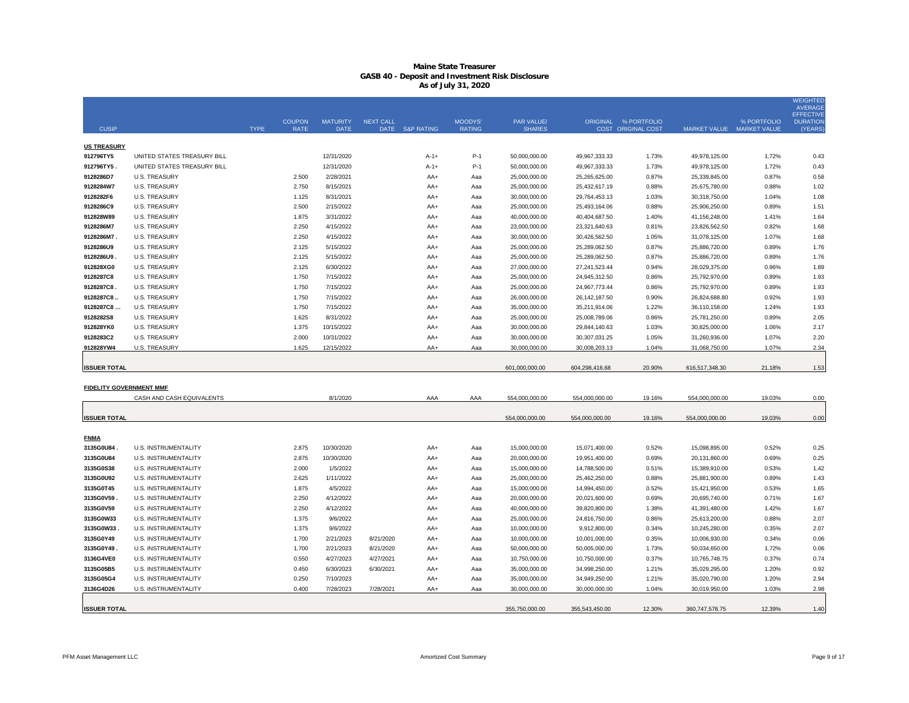# Maine State Treasurer
## GASB 40 - Deposit and Investment Risk Disclosure
### As of July 31, 2020

| CUSIP | | TYPE | COUPON RATE | MATURITY DATE | NEXT CALL DATE | S&P RATING | MOODYS' RATING | PAR VALUE/ SHARES | ORIGINAL COST | % PORTFOLIO ORIGINAL COST | MARKET VALUE | % PORTFOLIO MARKET VALUE | WEIGHTED AVERAGE EFFECTIVE DURATION (YEARS) |
|---|---|---|---|---|---|---|---|---|---|---|---|---|---|
| **US TREASURY** | | | | | | | | | | | | | |
| 912796TY5 | UNITED STATES TREASURY BILL | | | 12/31/2020 | | A-1+ | P-1 | 50,000,000.00 | 49,967,333.33 | 1.73% | 49,978,125.00 | 1.72% | 0.43 |
| 912796TY5 . | UNITED STATES TREASURY BILL | | | 12/31/2020 | | A-1+ | P-1 | 50,000,000.00 | 49,967,333.33 | 1.73% | 49,978,125.00 | 1.72% | 0.43 |
| 9128286D7 | U.S. TREASURY | | 2.500 | 2/28/2021 | | AA+ | Aaa | 25,000,000.00 | 25,265,625.00 | 0.87% | 25,339,845.00 | 0.87% | 0.58 |
| 9128284W7 | U.S. TREASURY | | 2.750 | 8/15/2021 | | AA+ | Aaa | 25,000,000.00 | 25,432,617.19 | 0.88% | 25,675,780.00 | 0.88% | 1.02 |
| 9128282F6 | U.S. TREASURY | | 1.125 | 8/31/2021 | | AA+ | Aaa | 30,000,000.00 | 29,764,453.13 | 1.03% | 30,318,750.00 | 1.04% | 1.08 |
| 9128286C9 | U.S. TREASURY | | 2.500 | 2/15/2022 | | AA+ | Aaa | 25,000,000.00 | 25,493,164.06 | 0.88% | 25,906,250.00 | 0.89% | 1.51 |
| 912828W89 | U.S. TREASURY | | 1.875 | 3/31/2022 | | AA+ | Aaa | 40,000,000.00 | 40,404,687.50 | 1.40% | 41,156,248.00 | 1.41% | 1.64 |
| 9128286M7 | U.S. TREASURY | | 2.250 | 4/15/2022 | | AA+ | Aaa | 23,000,000.00 | 23,321,640.63 | 0.81% | 23,826,562.50 | 0.82% | 1.68 |
| 9128286M7 . | U.S. TREASURY | | 2.250 | 4/15/2022 | | AA+ | Aaa | 30,000,000.00 | 30,426,562.50 | 1.05% | 31,078,125.00 | 1.07% | 1.68 |
| 9128286U9 | U.S. TREASURY | | 2.125 | 5/15/2022 | | AA+ | Aaa | 25,000,000.00 | 25,289,062.50 | 0.87% | 25,886,720.00 | 0.89% | 1.76 |
| 9128286U9 . | U.S. TREASURY | | 2.125 | 5/15/2022 | | AA+ | Aaa | 25,000,000.00 | 25,289,062.50 | 0.87% | 25,886,720.00 | 0.89% | 1.76 |
| 912828XG0 | U.S. TREASURY | | 2.125 | 6/30/2022 | | AA+ | Aaa | 27,000,000.00 | 27,241,523.44 | 0.94% | 28,029,375.00 | 0.96% | 1.89 |
| 9128287C8 | U.S. TREASURY | | 1.750 | 7/15/2022 | | AA+ | Aaa | 25,000,000.00 | 24,945,312.50 | 0.86% | 25,792,970.00 | 0.89% | 1.93 |
| 9128287C8 . | U.S. TREASURY | | 1.750 | 7/15/2022 | | AA+ | Aaa | 25,000,000.00 | 24,967,773.44 | 0.86% | 25,792,970.00 | 0.89% | 1.93 |
| 9128287C8 .. | U.S. TREASURY | | 1.750 | 7/15/2022 | | AA+ | Aaa | 26,000,000.00 | 26,142,187.50 | 0.90% | 26,824,688.80 | 0.92% | 1.93 |
| 9128287C8 ... | U.S. TREASURY | | 1.750 | 7/15/2022 | | AA+ | Aaa | 35,000,000.00 | 35,211,914.06 | 1.22% | 36,110,158.00 | 1.24% | 1.93 |
| 9128282S8 | U.S. TREASURY | | 1.625 | 8/31/2022 | | AA+ | Aaa | 25,000,000.00 | 25,008,789.06 | 0.86% | 25,781,250.00 | 0.89% | 2.05 |
| 912828YK0 | U.S. TREASURY | | 1.375 | 10/15/2022 | | AA+ | Aaa | 30,000,000.00 | 29,844,140.63 | 1.03% | 30,825,000.00 | 1.06% | 2.17 |
| 9128283C2 | U.S. TREASURY | | 2.000 | 10/31/2022 | | AA+ | Aaa | 30,000,000.00 | 30,307,031.25 | 1.05% | 31,260,936.00 | 1.07% | 2.20 |
| 912828YW4 | U.S. TREASURY | | 1.625 | 12/15/2022 | | AA+ | Aaa | 30,000,000.00 | 30,008,203.13 | 1.04% | 31,068,750.00 | 1.07% | 2.34 |
| **ISSUER TOTAL** | | | | | | | | 601,000,000.00 | 604,298,416.68 | 20.90% | 616,517,348.30 | 21.18% | 1.53 |
| **FIDELITY GOVERNMENT MMF** | | | | | | | | | | | | | |
| | CASH AND CASH EQUIVALENTS | | | 8/1/2020 | | AAA | AAA | 554,000,000.00 | 554,000,000.00 | 19.16% | 554,000,000.00 | 19.03% | 0.00 |
| **ISSUER TOTAL** | | | | | | | | 554,000,000.00 | 554,000,000.00 | 19.16% | 554,000,000.00 | 19.03% | 0.00 |
| **FNMA** | | | | | | | | | | | | | |
| 3135G0U84 . | U.S. INSTRUMENTALITY | | 2.875 | 10/30/2020 | | AA+ | Aaa | 15,000,000.00 | 15,071,400.00 | 0.52% | 15,098,895.00 | 0.52% | 0.25 |
| 3135G0U84 | U.S. INSTRUMENTALITY | | 2.875 | 10/30/2020 | | AA+ | Aaa | 20,000,000.00 | 19,951,400.00 | 0.69% | 20,131,860.00 | 0.69% | 0.25 |
| 3135G0S38 | U.S. INSTRUMENTALITY | | 2.000 | 1/5/2022 | | AA+ | Aaa | 15,000,000.00 | 14,788,500.00 | 0.51% | 15,389,910.00 | 0.53% | 1.42 |
| 3135G0U92 | U.S. INSTRUMENTALITY | | 2.625 | 1/11/2022 | | AA+ | Aaa | 25,000,000.00 | 25,462,250.00 | 0.88% | 25,881,900.00 | 0.89% | 1.43 |
| 3135G0T45 | U.S. INSTRUMENTALITY | | 1.875 | 4/5/2022 | | AA+ | Aaa | 15,000,000.00 | 14,994,450.00 | 0.52% | 15,421,950.00 | 0.53% | 1.65 |
| 3135G0V59 . | U.S. INSTRUMENTALITY | | 2.250 | 4/12/2022 | | AA+ | Aaa | 20,000,000.00 | 20,021,600.00 | 0.69% | 20,695,740.00 | 0.71% | 1.67 |
| 3135G0V59 | U.S. INSTRUMENTALITY | | 2.250 | 4/12/2022 | | AA+ | Aaa | 40,000,000.00 | 39,820,800.00 | 1.38% | 41,391,480.00 | 1.42% | 1.67 |
| 3135G0W33 | U.S. INSTRUMENTALITY | | 1.375 | 9/6/2022 | | AA+ | Aaa | 25,000,000.00 | 24,816,750.00 | 0.86% | 25,613,200.00 | 0.88% | 2.07 |
| 3135G0W33 . | U.S. INSTRUMENTALITY | | 1.375 | 9/6/2022 | | AA+ | Aaa | 10,000,000.00 | 9,912,800.00 | 0.34% | 10,245,280.00 | 0.35% | 2.07 |
| 3135G0Y49 | U.S. INSTRUMENTALITY | | 1.700 | 2/21/2023 | 8/21/2020 | AA+ | Aaa | 10,000,000.00 | 10,001,000.00 | 0.35% | 10,006,930.00 | 0.34% | 0.06 |
| 3135G0Y49 . | U.S. INSTRUMENTALITY | | 1.700 | 2/21/2023 | 8/21/2020 | AA+ | Aaa | 50,000,000.00 | 50,005,000.00 | 1.73% | 50,034,650.00 | 1.72% | 0.06 |
| 3136G4VE0 | U.S. INSTRUMENTALITY | | 0.550 | 4/27/2023 | 4/27/2021 | AA+ | Aaa | 10,750,000.00 | 10,750,000.00 | 0.37% | 10,765,748.75 | 0.37% | 0.74 |
| 3135G05B5 | U.S. INSTRUMENTALITY | | 0.450 | 6/30/2023 | 6/30/2021 | AA+ | Aaa | 35,000,000.00 | 34,998,250.00 | 1.21% | 35,029,295.00 | 1.20% | 0.92 |
| 3135G05G4 | U.S. INSTRUMENTALITY | | 0.250 | 7/10/2023 | | AA+ | Aaa | 35,000,000.00 | 34,949,250.00 | 1.21% | 35,020,790.00 | 1.20% | 2.94 |
| 3136G4D26 | U.S. INSTRUMENTALITY | | 0.400 | 7/28/2023 | 7/28/2021 | AA+ | Aaa | 30,000,000.00 | 30,000,000.00 | 1.04% | 30,019,950.00 | 1.03% | 2.98 |
| **ISSUER TOTAL** | | | | | | | | 355,750,000.00 | 355,543,450.00 | 12.30% | 360,747,578.75 | 12.39% | 1.40 |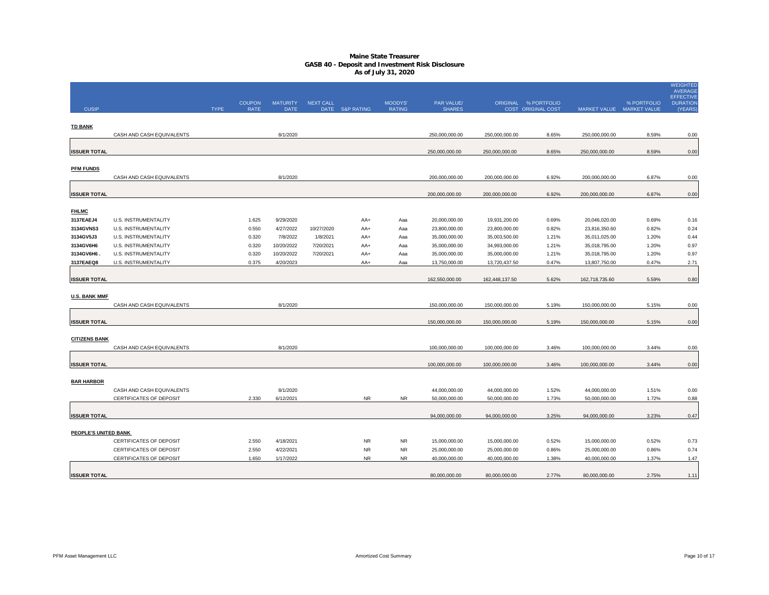# Maine State Treasurer
## GASB 40 - Deposit and Investment Risk Disclosure
### As of July 31, 2020

| CUSIP | | TYPE | COUPON RATE | MATURITY DATE | NEXT CALL DATE | S&P RATING | MOODYS' RATING | PAR VALUE/ SHARES | ORIGINAL COST | % PORTFOLIO ORIGINAL COST | MARKET VALUE | % PORTFOLIO MARKET VALUE | WEIGHTED AVERAGE EFFECTIVE DURATION (YEARS) |
|---|---|---|---|---|---|---|---|---|---|---|---|---|---|
| **TD BANK** | | | | | | | | | | | | | |
| | CASH AND CASH EQUIVALENTS | | | 8/1/2020 | | | | 250,000,000.00 | 250,000,000.00 | 8.65% | 250,000,000.00 | 8.59% | 0.00 |
| **ISSUER TOTAL** | | | | | | | | 250,000,000.00 | 250,000,000.00 | 8.65% | 250,000,000.00 | 8.59% | 0.00 |
| **PFM FUNDS** | | | | | | | | | | | | | |
| | CASH AND CASH EQUIVALENTS | | | 8/1/2020 | | | | 200,000,000.00 | 200,000,000.00 | 6.92% | 200,000,000.00 | 6.87% | 0.00 |
| **ISSUER TOTAL** | | | | | | | | 200,000,000.00 | 200,000,000.00 | 6.92% | 200,000,000.00 | 6.87% | 0.00 |
| **FHLMC** | | | | | | | | | | | | | |
| 3137EAEJ4 | U.S. INSTRUMENTALITY | | 1.625 | 9/29/2020 | | AA+ | Aaa | 20,000,000.00 | 19,931,200.00 | 0.69% | 20,046,020.00 | 0.69% | 0.16 |
| 3134GVNS3 | U.S. INSTRUMENTALITY | | 0.550 | 4/27/2022 | 10/27/2020 | AA+ | Aaa | 23,800,000.00 | 23,800,000.00 | 0.82% | 23,816,350.60 | 0.82% | 0.24 |
| 3134GV5J3 | U.S. INSTRUMENTALITY | | 0.320 | 7/8/2022 | 1/8/2021 | AA+ | Aaa | 35,000,000.00 | 35,003,500.00 | 1.21% | 35,011,025.00 | 1.20% | 0.44 |
| 3134GV6H6 | U.S. INSTRUMENTALITY | | 0.320 | 10/20/2022 | 7/20/2021 | AA+ | Aaa | 35,000,000.00 | 34,993,000.00 | 1.21% | 35,018,795.00 | 1.20% | 0.97 |
| 3134GV6H6 . | U.S. INSTRUMENTALITY | | 0.320 | 10/20/2022 | 7/20/2021 | AA+ | Aaa | 35,000,000.00 | 35,000,000.00 | 1.21% | 35,018,795.00 | 1.20% | 0.97 |
| 3137EAEQ8 | U.S. INSTRUMENTALITY | | 0.375 | 4/20/2023 | | AA+ | Aaa | 13,750,000.00 | 13,720,437.50 | 0.47% | 13,807,750.00 | 0.47% | 2.71 |
| **ISSUER TOTAL** | | | | | | | | 162,550,000.00 | 162,448,137.50 | 5.62% | 162,718,735.60 | 5.59% | 0.80 |
| **U.S. BANK MMF** | | | | | | | | | | | | | |
| | CASH AND CASH EQUIVALENTS | | | 8/1/2020 | | | | 150,000,000.00 | 150,000,000.00 | 5.19% | 150,000,000.00 | 5.15% | 0.00 |
| **ISSUER TOTAL** | | | | | | | | 150,000,000.00 | 150,000,000.00 | 5.19% | 150,000,000.00 | 5.15% | 0.00 |
| **CITIZENS BANK** | | | | | | | | | | | | | |
| | CASH AND CASH EQUIVALENTS | | | 8/1/2020 | | | | 100,000,000.00 | 100,000,000.00 | 3.46% | 100,000,000.00 | 3.44% | 0.00 |
| **ISSUER TOTAL** | | | | | | | | 100,000,000.00 | 100,000,000.00 | 3.46% | 100,000,000.00 | 3.44% | 0.00 |
| **BAR HARBOR** | | | | | | | | | | | | | |
| | CASH AND CASH EQUIVALENTS | | | 8/1/2020 | | | | 44,000,000.00 | 44,000,000.00 | 1.52% | 44,000,000.00 | 1.51% | 0.00 |
| | CERTIFICATES OF DEPOSIT | | 2.330 | 6/12/2021 | | NR | NR | 50,000,000.00 | 50,000,000.00 | 1.73% | 50,000,000.00 | 1.72% | 0.88 |
| **ISSUER TOTAL** | | | | | | | | 94,000,000.00 | 94,000,000.00 | 3.25% | 94,000,000.00 | 3.23% | 0.47 |
| **PEOPLE'S UNITED BANK** | | | | | | | | | | | | | |
| | CERTIFICATES OF DEPOSIT | | 2.550 | 4/18/2021 | | NR | NR | 15,000,000.00 | 15,000,000.00 | 0.52% | 15,000,000.00 | 0.52% | 0.73 |
| | CERTIFICATES OF DEPOSIT | | 2.550 | 4/22/2021 | | NR | NR | 25,000,000.00 | 25,000,000.00 | 0.86% | 25,000,000.00 | 0.86% | 0.74 |
| | CERTIFICATES OF DEPOSIT | | 1.650 | 1/17/2022 | | NR | NR | 40,000,000.00 | 40,000,000.00 | 1.38% | 40,000,000.00 | 1.37% | 1.47 |
| **ISSUER TOTAL** | | | | | | | | 80,000,000.00 | 80,000,000.00 | 2.77% | 80,000,000.00 | 2.75% | 1.11 |

PFM Asset Management LLC — Amortized Cost Summary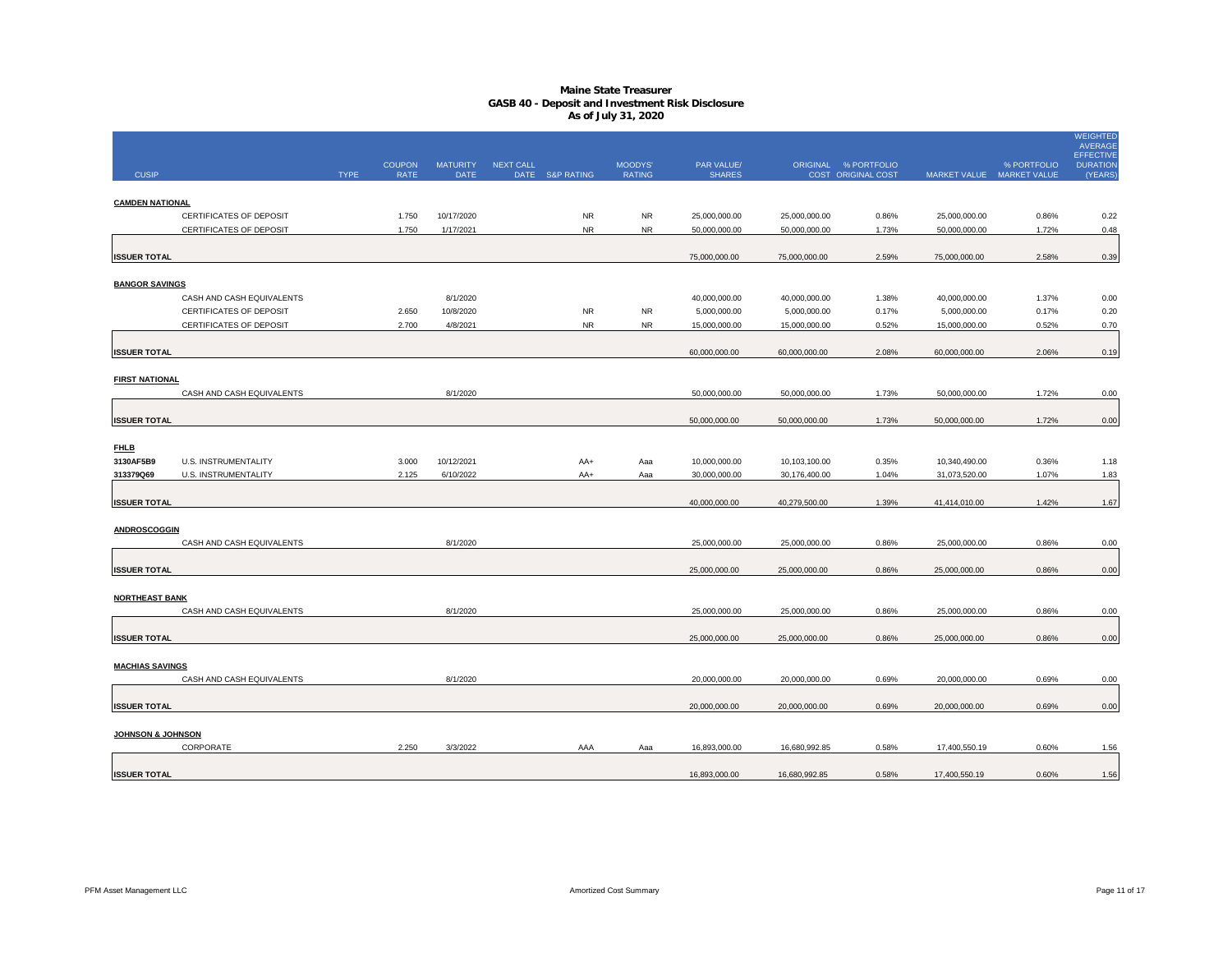# Maine State Treasurer
## GASB 40 - Deposit and Investment Risk Disclosure
### As of July 31, 2020

| CUSIP | | TYPE | COUPON RATE | MATURITY DATE | NEXT CALL DATE | S&P RATING | MOODYS' RATING | PAR VALUE/ SHARES | ORIGINAL COST | % PORTFOLIO ORIGINAL COST | MARKET VALUE | % PORTFOLIO MARKET VALUE | WEIGHTED AVERAGE EFFECTIVE DURATION (YEARS) |
|---|---|---|---|---|---|---|---|---|---|---|---|---|---|
| **CAMDEN NATIONAL** | | | | | | | | | | | | | |
| | CERTIFICATES OF DEPOSIT | | 1.750 | 10/17/2020 | | NR | NR | 25,000,000.00 | 25,000,000.00 | 0.86% | 25,000,000.00 | 0.86% | 0.22 |
| | CERTIFICATES OF DEPOSIT | | 1.750 | 1/17/2021 | | NR | NR | 50,000,000.00 | 50,000,000.00 | 1.73% | 50,000,000.00 | 1.72% | 0.48 |
| **ISSUER TOTAL** | | | | | | | | 75,000,000.00 | 75,000,000.00 | 2.59% | 75,000,000.00 | 2.58% | 0.39 |
| **BANGOR SAVINGS** | | | | | | | | | | | | | |
| | CASH AND CASH EQUIVALENTS | | | 8/1/2020 | | | | 40,000,000.00 | 40,000,000.00 | 1.38% | 40,000,000.00 | 1.37% | 0.00 |
| | CERTIFICATES OF DEPOSIT | | 2.650 | 10/8/2020 | | NR | NR | 5,000,000.00 | 5,000,000.00 | 0.17% | 5,000,000.00 | 0.17% | 0.20 |
| | CERTIFICATES OF DEPOSIT | | 2.700 | 4/8/2021 | | NR | NR | 15,000,000.00 | 15,000,000.00 | 0.52% | 15,000,000.00 | 0.52% | 0.70 |
| **ISSUER TOTAL** | | | | | | | | 60,000,000.00 | 60,000,000.00 | 2.08% | 60,000,000.00 | 2.06% | 0.19 |
| **FIRST NATIONAL** | | | | | | | | | | | | | |
| | CASH AND CASH EQUIVALENTS | | | 8/1/2020 | | | | 50,000,000.00 | 50,000,000.00 | 1.73% | 50,000,000.00 | 1.72% | 0.00 |
| **ISSUER TOTAL** | | | | | | | | 50,000,000.00 | 50,000,000.00 | 1.73% | 50,000,000.00 | 1.72% | 0.00 |
| **FHLB** | | | | | | | | | | | | | |
| 3130AF5B9 | U.S. INSTRUMENTALITY | | 3.000 | 10/12/2021 | | AA+ | Aaa | 10,000,000.00 | 10,103,100.00 | 0.35% | 10,340,490.00 | 0.36% | 1.18 |
| 313379Q69 | U.S. INSTRUMENTALITY | | 2.125 | 6/10/2022 | | AA+ | Aaa | 30,000,000.00 | 30,176,400.00 | 1.04% | 31,073,520.00 | 1.07% | 1.83 |
| **ISSUER TOTAL** | | | | | | | | 40,000,000.00 | 40,279,500.00 | 1.39% | 41,414,010.00 | 1.42% | 1.67 |
| **ANDROSCOGGIN** | | | | | | | | | | | | | |
| | CASH AND CASH EQUIVALENTS | | | 8/1/2020 | | | | 25,000,000.00 | 25,000,000.00 | 0.86% | 25,000,000.00 | 0.86% | 0.00 |
| **ISSUER TOTAL** | | | | | | | | 25,000,000.00 | 25,000,000.00 | 0.86% | 25,000,000.00 | 0.86% | 0.00 |
| **NORTHEAST BANK** | | | | | | | | | | | | | |
| | CASH AND CASH EQUIVALENTS | | | 8/1/2020 | | | | 25,000,000.00 | 25,000,000.00 | 0.86% | 25,000,000.00 | 0.86% | 0.00 |
| **ISSUER TOTAL** | | | | | | | | 25,000,000.00 | 25,000,000.00 | 0.86% | 25,000,000.00 | 0.86% | 0.00 |
| **MACHIAS SAVINGS** | | | | | | | | | | | | | |
| | CASH AND CASH EQUIVALENTS | | | 8/1/2020 | | | | 20,000,000.00 | 20,000,000.00 | 0.69% | 20,000,000.00 | 0.69% | 0.00 |
| **ISSUER TOTAL** | | | | | | | | 20,000,000.00 | 20,000,000.00 | 0.69% | 20,000,000.00 | 0.69% | 0.00 |
| **JOHNSON & JOHNSON** | | | | | | | | | | | | | |
| | CORPORATE | | 2.250 | 3/3/2022 | | AAA | Aaa | 16,893,000.00 | 16,680,992.85 | 0.58% | 17,400,550.19 | 0.60% | 1.56 |
| **ISSUER TOTAL** | | | | | | | | 16,893,000.00 | 16,680,992.85 | 0.58% | 17,400,550.19 | 0.60% | 1.56 |

PFM Asset Management LLC | Amortized Cost Summary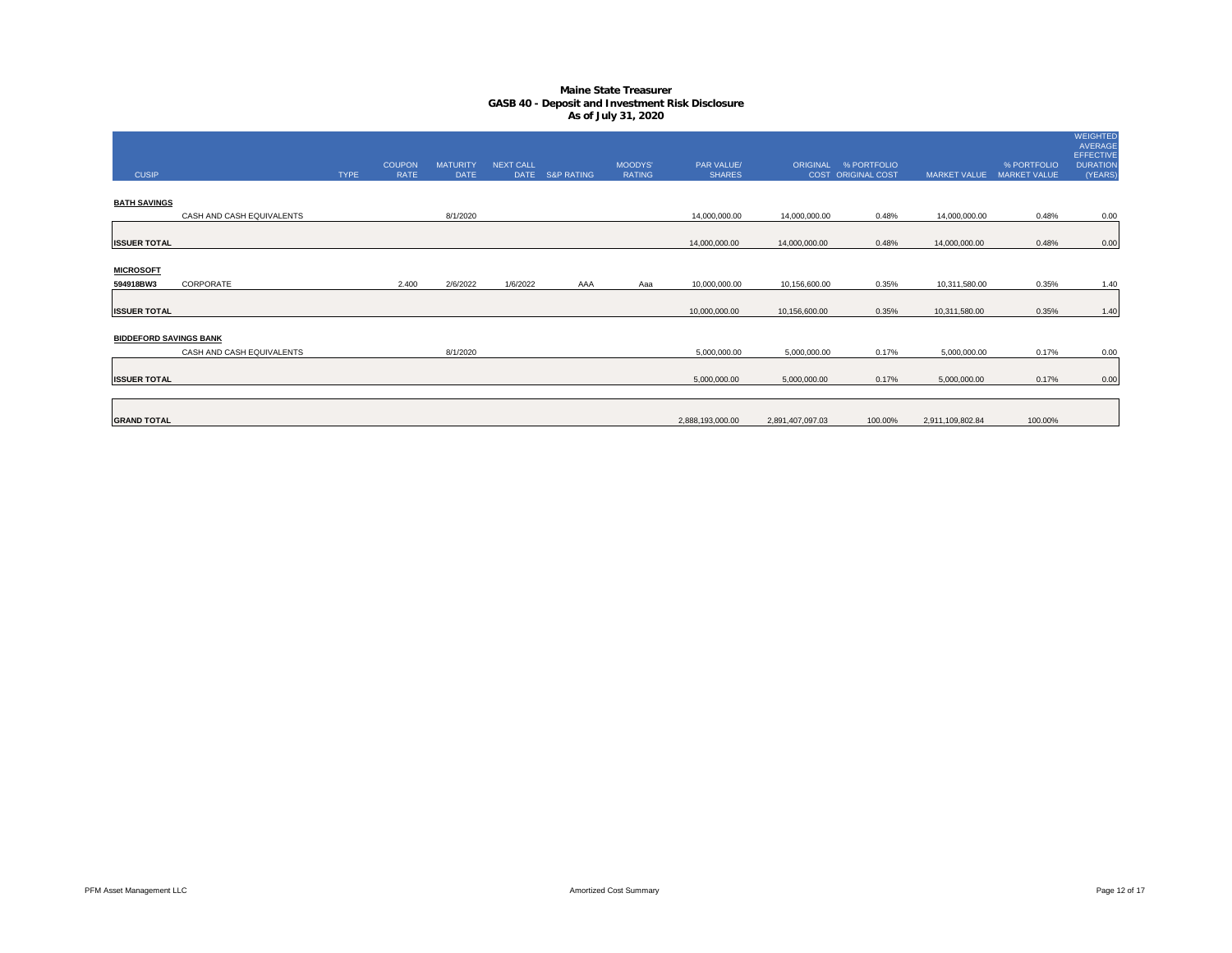# Maine State Treasurer
## GASB 40 - Deposit and Investment Risk Disclosure
### As of July 31, 2020

| CUSIP | | TYPE | COUPON RATE | MATURITY DATE | NEXT CALL DATE | S&P RATING | MOODYS' RATING | PAR VALUE/ SHARES | ORIGINAL COST | % PORTFOLIO ORIGINAL COST | MARKET VALUE | % PORTFOLIO MARKET VALUE | WEIGHTED AVERAGE EFFECTIVE DURATION (YEARS) |
|---|---|---|---|---|---|---|---|---|---|---|---|---|---|
| **BATH SAVINGS** | | | | | | | | | | | | | |
| | CASH AND CASH EQUIVALENTS | | | 8/1/2020 | | | | 14,000,000.00 | 14,000,000.00 | 0.48% | 14,000,000.00 | 0.48% | 0.00 |
| **ISSUER TOTAL** | | | | | | | | 14,000,000.00 | 14,000,000.00 | 0.48% | 14,000,000.00 | 0.48% | 0.00 |
| **MICROSOFT** | | | | | | | | | | | | | |
| **594918BW3** | CORPORATE | | 2.400 | 2/6/2022 | 1/6/2022 | AAA | Aaa | 10,000,000.00 | 10,156,600.00 | 0.35% | 10,311,580.00 | 0.35% | 1.40 |
| **ISSUER TOTAL** | | | | | | | | 10,000,000.00 | 10,156,600.00 | 0.35% | 10,311,580.00 | 0.35% | 1.40 |
| **BIDDEFORD SAVINGS BANK** | | | | | | | | | | | | | |
| | CASH AND CASH EQUIVALENTS | | | 8/1/2020 | | | | 5,000,000.00 | 5,000,000.00 | 0.17% | 5,000,000.00 | 0.17% | 0.00 |
| **ISSUER TOTAL** | | | | | | | | 5,000,000.00 | 5,000,000.00 | 0.17% | 5,000,000.00 | 0.17% | 0.00 |
| **GRAND TOTAL** | | | | | | | | 2,888,193,000.00 | 2,891,407,097.03 | 100.00% | 2,911,109,802.84 | 100.00% | |

PFM Asset Management LLC — Amortized Cost Summary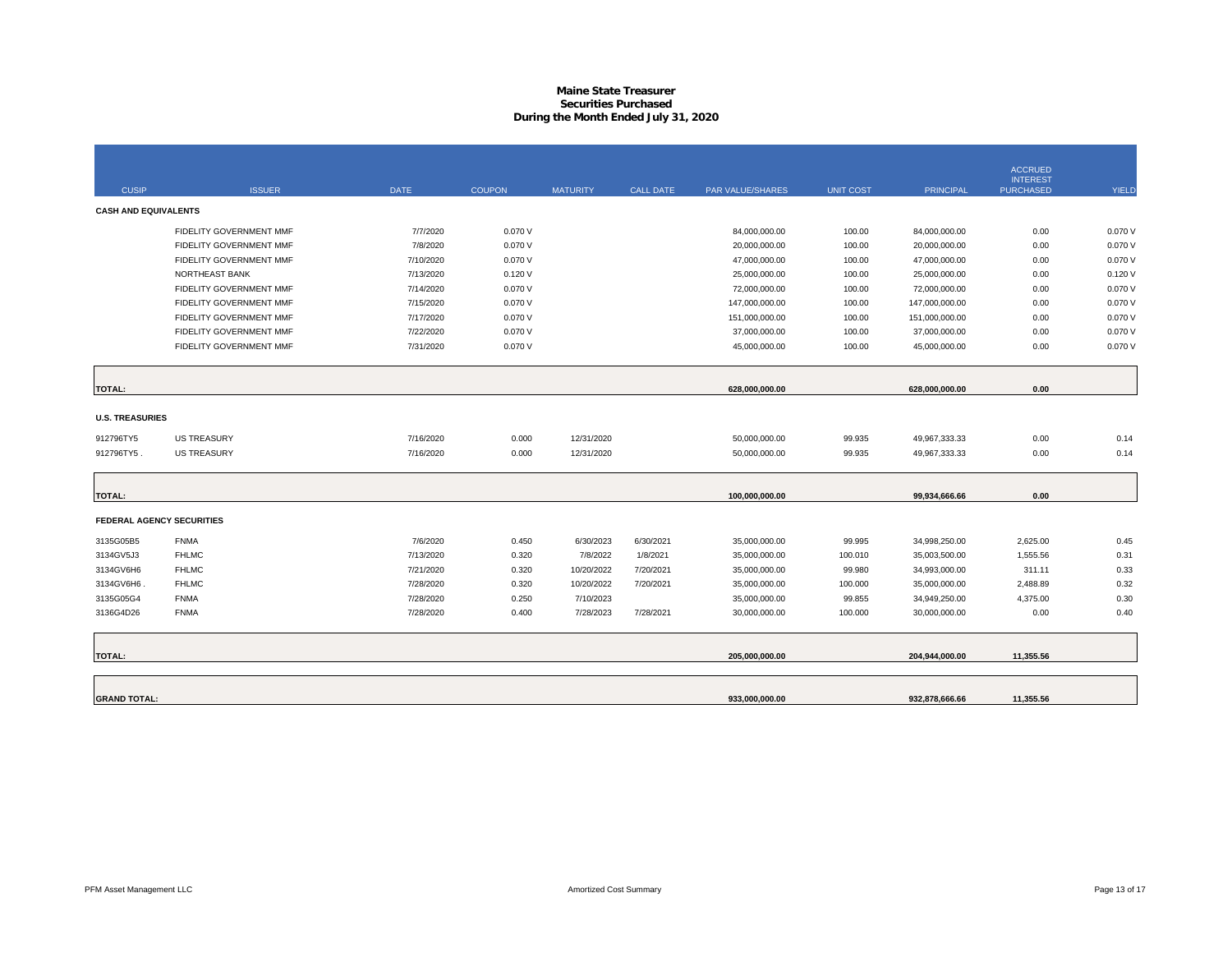# Maine State Treasurer
## Securities Purchased
## During the Month Ended July 31, 2020

| CUSIP | ISSUER | DATE | COUPON | MATURITY | CALL DATE | PAR VALUE/SHARES | UNIT COST | PRINCIPAL | ACCRUED INTEREST PURCHASED | YIELD |
|---|---|---|---|---|---|---|---|---|---|---|
| **CASH AND EQUIVALENTS** | | | | | | | | | | |
| | FIDELITY GOVERNMENT MMF | 7/7/2020 | 0.070 V | | | 84,000,000.00 | 100.00 | 84,000,000.00 | 0.00 | 0.070 V |
| | FIDELITY GOVERNMENT MMF | 7/8/2020 | 0.070 V | | | 20,000,000.00 | 100.00 | 20,000,000.00 | 0.00 | 0.070 V |
| | FIDELITY GOVERNMENT MMF | 7/10/2020 | 0.070 V | | | 47,000,000.00 | 100.00 | 47,000,000.00 | 0.00 | 0.070 V |
| | NORTHEAST BANK | 7/13/2020 | 0.120 V | | | 25,000,000.00 | 100.00 | 25,000,000.00 | 0.00 | 0.120 V |
| | FIDELITY GOVERNMENT MMF | 7/14/2020 | 0.070 V | | | 72,000,000.00 | 100.00 | 72,000,000.00 | 0.00 | 0.070 V |
| | FIDELITY GOVERNMENT MMF | 7/15/2020 | 0.070 V | | | 147,000,000.00 | 100.00 | 147,000,000.00 | 0.00 | 0.070 V |
| | FIDELITY GOVERNMENT MMF | 7/17/2020 | 0.070 V | | | 151,000,000.00 | 100.00 | 151,000,000.00 | 0.00 | 0.070 V |
| | FIDELITY GOVERNMENT MMF | 7/22/2020 | 0.070 V | | | 37,000,000.00 | 100.00 | 37,000,000.00 | 0.00 | 0.070 V |
| | FIDELITY GOVERNMENT MMF | 7/31/2020 | 0.070 V | | | 45,000,000.00 | 100.00 | 45,000,000.00 | 0.00 | 0.070 V |
| **TOTAL:** | | | | | | **628,000,000.00** | | **628,000,000.00** | **0.00** | |
| **U.S. TREASURIES** | | | | | | | | | | |
| 912796TY5 | US TREASURY | 7/16/2020 | 0.000 | 12/31/2020 | | 50,000,000.00 | 99.935 | 49,967,333.33 | 0.00 | 0.14 |
| 912796TY5 . | US TREASURY | 7/16/2020 | 0.000 | 12/31/2020 | | 50,000,000.00 | 99.935 | 49,967,333.33 | 0.00 | 0.14 |
| **TOTAL:** | | | | | | **100,000,000.00** | | **99,934,666.66** | **0.00** | |
| **FEDERAL AGENCY SECURITIES** | | | | | | | | | | |
| 3135G05B5 | FNMA | 7/6/2020 | 0.450 | 6/30/2023 | 6/30/2021 | 35,000,000.00 | 99.995 | 34,998,250.00 | 2,625.00 | 0.45 |
| 3134GV5J3 | FHLMC | 7/13/2020 | 0.320 | 7/8/2022 | 1/8/2021 | 35,000,000.00 | 100.010 | 35,003,500.00 | 1,555.56 | 0.31 |
| 3134GV6H6 | FHLMC | 7/21/2020 | 0.320 | 10/20/2022 | 7/20/2021 | 35,000,000.00 | 99.980 | 34,993,000.00 | 311.11 | 0.33 |
| 3134GV6H6 . | FHLMC | 7/28/2020 | 0.320 | 10/20/2022 | 7/20/2021 | 35,000,000.00 | 100.000 | 35,000,000.00 | 2,488.89 | 0.32 |
| 3135G05G4 | FNMA | 7/28/2020 | 0.250 | 7/10/2023 | | 35,000,000.00 | 99.855 | 34,949,250.00 | 4,375.00 | 0.30 |
| 3136G4D26 | FNMA | 7/28/2020 | 0.400 | 7/28/2023 | 7/28/2021 | 30,000,000.00 | 100.000 | 30,000,000.00 | 0.00 | 0.40 |
| **TOTAL:** | | | | | | **205,000,000.00** | | **204,944,000.00** | **11,355.56** | |
| **GRAND TOTAL:** | | | | | | **933,000,000.00** | | **932,878,666.66** | **11,355.56** | |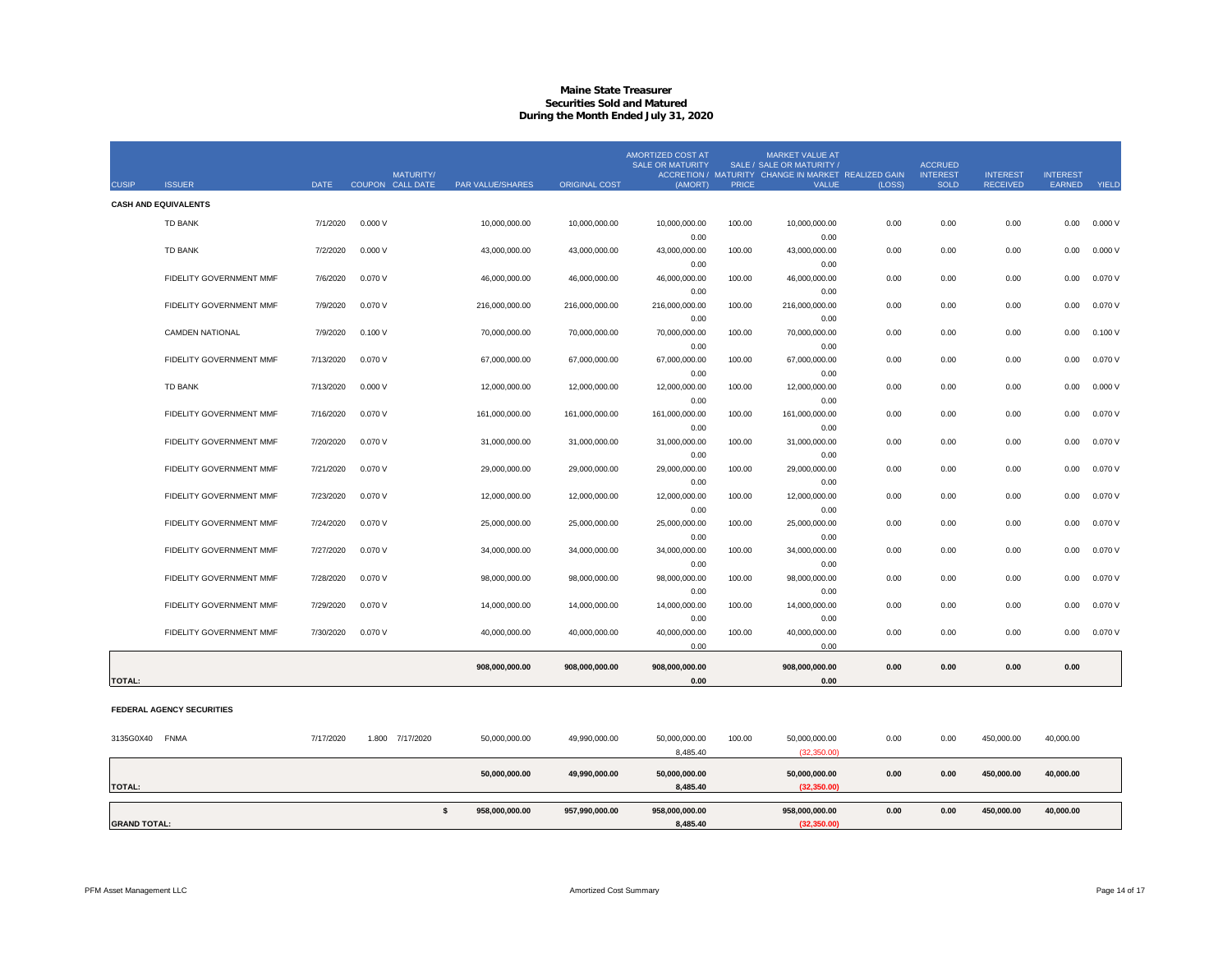# Maine State Treasurer
## Securities Sold and Matured
### During the Month Ended July 31, 2020

| CUSIP | ISSUER | DATE | COUPON | MATURITY/ CALL DATE | PAR VALUE/SHARES | ORIGINAL COST | AMORTIZED COST AT SALE OR MATURITY ACCRETION / (AMORT) | MATURITY PRICE | MARKET VALUE AT SALE / SALE OR MATURITY / CHANGE IN MARKET VALUE | REALIZED GAIN (LOSS) | ACCRUED INTEREST SOLD | INTEREST RECEIVED | INTEREST EARNED | YIELD |
|---|---|---|---|---|---|---|---|---|---|---|---|---|---|---|
| **CASH AND EQUIVALENTS** | | | | | | | | | | | | | | |
| | TD BANK | 7/1/2020 | 0.000 V | | 10,000,000.00 | 10,000,000.00 | 10,000,000.00 | 100.00 | 10,000,000.00 | 0.00 | 0.00 | 0.00 | 0.00 | 0.000 V |
| | | | | | | | 0.00 | | 0.00 | | | | | |
| | TD BANK | 7/2/2020 | 0.000 V | | 43,000,000.00 | 43,000,000.00 | 43,000,000.00 | 100.00 | 43,000,000.00 | 0.00 | 0.00 | 0.00 | 0.00 | 0.000 V |
| | | | | | | | 0.00 | | 0.00 | | | | | |
| | FIDELITY GOVERNMENT MMF | 7/6/2020 | 0.070 V | | 46,000,000.00 | 46,000,000.00 | 46,000,000.00 | 100.00 | 46,000,000.00 | 0.00 | 0.00 | 0.00 | 0.00 | 0.070 V |
| | | | | | | | 0.00 | | 0.00 | | | | | |
| | FIDELITY GOVERNMENT MMF | 7/9/2020 | 0.070 V | | 216,000,000.00 | 216,000,000.00 | 216,000,000.00 | 100.00 | 216,000,000.00 | 0.00 | 0.00 | 0.00 | 0.00 | 0.070 V |
| | | | | | | | 0.00 | | 0.00 | | | | | |
| | CAMDEN NATIONAL | 7/9/2020 | 0.100 V | | 70,000,000.00 | 70,000,000.00 | 70,000,000.00 | 100.00 | 70,000,000.00 | 0.00 | 0.00 | 0.00 | 0.00 | 0.100 V |
| | | | | | | | 0.00 | | 0.00 | | | | | |
| | FIDELITY GOVERNMENT MMF | 7/13/2020 | 0.070 V | | 67,000,000.00 | 67,000,000.00 | 67,000,000.00 | 100.00 | 67,000,000.00 | 0.00 | 0.00 | 0.00 | 0.00 | 0.070 V |
| | | | | | | | 0.00 | | 0.00 | | | | | |
| | TD BANK | 7/13/2020 | 0.000 V | | 12,000,000.00 | 12,000,000.00 | 12,000,000.00 | 100.00 | 12,000,000.00 | 0.00 | 0.00 | 0.00 | 0.00 | 0.000 V |
| | | | | | | | 0.00 | | 0.00 | | | | | |
| | FIDELITY GOVERNMENT MMF | 7/16/2020 | 0.070 V | | 161,000,000.00 | 161,000,000.00 | 161,000,000.00 | 100.00 | 161,000,000.00 | 0.00 | 0.00 | 0.00 | 0.00 | 0.070 V |
| | | | | | | | 0.00 | | 0.00 | | | | | |
| | FIDELITY GOVERNMENT MMF | 7/20/2020 | 0.070 V | | 31,000,000.00 | 31,000,000.00 | 31,000,000.00 | 100.00 | 31,000,000.00 | 0.00 | 0.00 | 0.00 | 0.00 | 0.070 V |
| | | | | | | | 0.00 | | 0.00 | | | | | |
| | FIDELITY GOVERNMENT MMF | 7/21/2020 | 0.070 V | | 29,000,000.00 | 29,000,000.00 | 29,000,000.00 | 100.00 | 29,000,000.00 | 0.00 | 0.00 | 0.00 | 0.00 | 0.070 V |
| | | | | | | | 0.00 | | 0.00 | | | | | |
| | FIDELITY GOVERNMENT MMF | 7/23/2020 | 0.070 V | | 12,000,000.00 | 12,000,000.00 | 12,000,000.00 | 100.00 | 12,000,000.00 | 0.00 | 0.00 | 0.00 | 0.00 | 0.070 V |
| | | | | | | | 0.00 | | 0.00 | | | | | |
| | FIDELITY GOVERNMENT MMF | 7/24/2020 | 0.070 V | | 25,000,000.00 | 25,000,000.00 | 25,000,000.00 | 100.00 | 25,000,000.00 | 0.00 | 0.00 | 0.00 | 0.00 | 0.070 V |
| | | | | | | | 0.00 | | 0.00 | | | | | |
| | FIDELITY GOVERNMENT MMF | 7/27/2020 | 0.070 V | | 34,000,000.00 | 34,000,000.00 | 34,000,000.00 | 100.00 | 34,000,000.00 | 0.00 | 0.00 | 0.00 | 0.00 | 0.070 V |
| | | | | | | | 0.00 | | 0.00 | | | | | |
| | FIDELITY GOVERNMENT MMF | 7/28/2020 | 0.070 V | | 98,000,000.00 | 98,000,000.00 | 98,000,000.00 | 100.00 | 98,000,000.00 | 0.00 | 0.00 | 0.00 | 0.00 | 0.070 V |
| | | | | | | | 0.00 | | 0.00 | | | | | |
| | FIDELITY GOVERNMENT MMF | 7/29/2020 | 0.070 V | | 14,000,000.00 | 14,000,000.00 | 14,000,000.00 | 100.00 | 14,000,000.00 | 0.00 | 0.00 | 0.00 | 0.00 | 0.070 V |
| | | | | | | | 0.00 | | 0.00 | | | | | |
| | FIDELITY GOVERNMENT MMF | 7/30/2020 | 0.070 V | | 40,000,000.00 | 40,000,000.00 | 40,000,000.00 | 100.00 | 40,000,000.00 | 0.00 | 0.00 | 0.00 | 0.00 | 0.070 V |
| | | | | | | | 0.00 | | 0.00 | | | | | |
| **TOTAL:** | | | | | **908,000,000.00** | **908,000,000.00** | **908,000,000.00** | | **908,000,000.00** | **0.00** | **0.00** | **0.00** | **0.00** | |
| | | | | | | | **0.00** | | **0.00** | | | | | |
| **FEDERAL AGENCY SECURITIES** | | | | | | | | | | | | | | |
| 3135G0X40 | FNMA | 7/17/2020 | 1.800 | 7/17/2020 | 50,000,000.00 | 49,990,000.00 | 50,000,000.00 | 100.00 | 50,000,000.00 | 0.00 | 0.00 | 450,000.00 | 40,000.00 | |
| | | | | | | | 8,485.40 | | (32,350.00) | | | | | |
| **TOTAL:** | | | | | **50,000,000.00** | **49,990,000.00** | **50,000,000.00** | | **50,000,000.00** | **0.00** | **0.00** | **450,000.00** | **40,000.00** | |
| | | | | | | | **8,485.40** | | **(32,350.00)** | | | | | |
| **GRAND TOTAL:** | | | | | **$ 958,000,000.00** | **957,990,000.00** | **958,000,000.00** | | **958,000,000.00** | **0.00** | **0.00** | **450,000.00** | **40,000.00** | |
| | | | | | | | **8,485.40** | | **(32,350.00)** | | | | | |

PFM Asset Management LLC — Amortized Cost Summary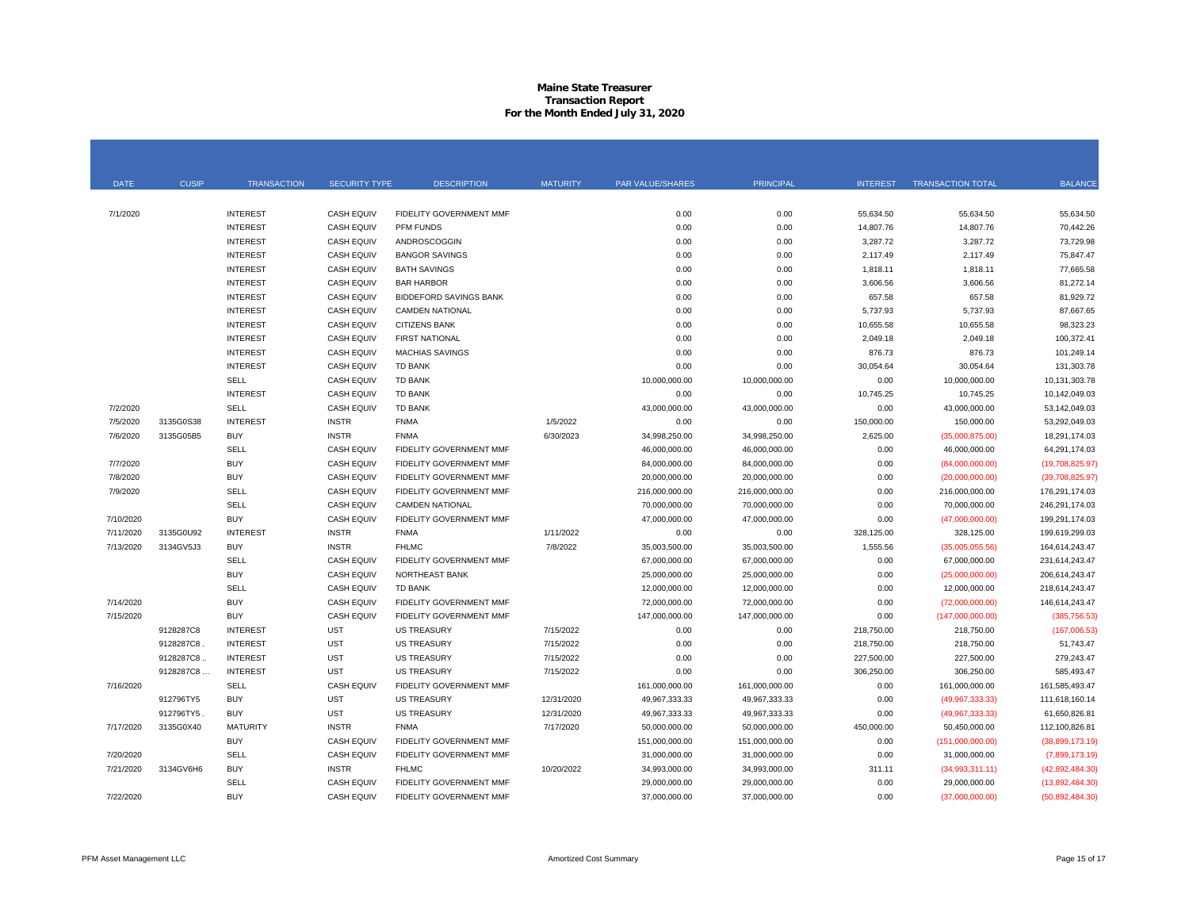# Maine State Treasurer
## Transaction Report
## For the Month Ended July 31, 2020

| DATE | CUSIP | TRANSACTION | SECURITY TYPE | DESCRIPTION | MATURITY | PAR VALUE/SHARES | PRINCIPAL | INTEREST | TRANSACTION TOTAL | BALANCE |
|---|---|---|---|---|---|---|---|---|---|---|
| 7/1/2020 | | INTEREST | CASH EQUIV | FIDELITY GOVERNMENT MMF | | 0.00 | 0.00 | 55,634.50 | 55,634.50 | 55,634.50 |
| | | INTEREST | CASH EQUIV | PFM FUNDS | | 0.00 | 0.00 | 14,807.76 | 14,807.76 | 70,442.26 |
| | | INTEREST | CASH EQUIV | ANDROSCOGGIN | | 0.00 | 0.00 | 3,287.72 | 3,287.72 | 73,729.98 |
| | | INTEREST | CASH EQUIV | BANGOR SAVINGS | | 0.00 | 0.00 | 2,117.49 | 2,117.49 | 75,847.47 |
| | | INTEREST | CASH EQUIV | BATH SAVINGS | | 0.00 | 0.00 | 1,818.11 | 1,818.11 | 77,665.58 |
| | | INTEREST | CASH EQUIV | BAR HARBOR | | 0.00 | 0.00 | 3,606.56 | 3,606.56 | 81,272.14 |
| | | INTEREST | CASH EQUIV | BIDDEFORD SAVINGS BANK | | 0.00 | 0.00 | 657.58 | 657.58 | 81,929.72 |
| | | INTEREST | CASH EQUIV | CAMDEN NATIONAL | | 0.00 | 0.00 | 5,737.93 | 5,737.93 | 87,667.65 |
| | | INTEREST | CASH EQUIV | CITIZENS BANK | | 0.00 | 0.00 | 10,655.58 | 10,655.58 | 98,323.23 |
| | | INTEREST | CASH EQUIV | FIRST NATIONAL | | 0.00 | 0.00 | 2,049.18 | 2,049.18 | 100,372.41 |
| | | INTEREST | CASH EQUIV | MACHIAS SAVINGS | | 0.00 | 0.00 | 876.73 | 876.73 | 101,249.14 |
| | | INTEREST | CASH EQUIV | TD BANK | | 0.00 | 0.00 | 30,054.64 | 30,054.64 | 131,303.78 |
| | | SELL | CASH EQUIV | TD BANK | | 10,000,000.00 | 10,000,000.00 | 0.00 | 10,000,000.00 | 10,131,303.78 |
| | | INTEREST | CASH EQUIV | TD BANK | | 0.00 | 0.00 | 10,745.25 | 10,745.25 | 10,142,049.03 |
| 7/2/2020 | | SELL | CASH EQUIV | TD BANK | | 43,000,000.00 | 43,000,000.00 | 0.00 | 43,000,000.00 | 53,142,049.03 |
| 7/5/2020 | 3135G0S38 | INTEREST | INSTR | FNMA | 1/5/2022 | 0.00 | 0.00 | 150,000.00 | 150,000.00 | 53,292,049.03 |
| 7/6/2020 | 3135G05B5 | BUY | INSTR | FNMA | 6/30/2023 | 34,998,250.00 | 34,998,250.00 | 2,625.00 | (35,000,875.00) | 18,291,174.03 |
| | | SELL | CASH EQUIV | FIDELITY GOVERNMENT MMF | | 46,000,000.00 | 46,000,000.00 | 0.00 | 46,000,000.00 | 64,291,174.03 |
| 7/7/2020 | | BUY | CASH EQUIV | FIDELITY GOVERNMENT MMF | | 84,000,000.00 | 84,000,000.00 | 0.00 | (84,000,000.00) | (19,708,825.97) |
| 7/8/2020 | | BUY | CASH EQUIV | FIDELITY GOVERNMENT MMF | | 20,000,000.00 | 20,000,000.00 | 0.00 | (20,000,000.00) | (39,708,825.97) |
| 7/9/2020 | | SELL | CASH EQUIV | FIDELITY GOVERNMENT MMF | | 216,000,000.00 | 216,000,000.00 | 0.00 | 216,000,000.00 | 176,291,174.03 |
| | | SELL | CASH EQUIV | CAMDEN NATIONAL | | 70,000,000.00 | 70,000,000.00 | 0.00 | 70,000,000.00 | 246,291,174.03 |
| 7/10/2020 | | BUY | CASH EQUIV | FIDELITY GOVERNMENT MMF | | 47,000,000.00 | 47,000,000.00 | 0.00 | (47,000,000.00) | 199,291,174.03 |
| 7/11/2020 | 3135G0U92 | INTEREST | INSTR | FNMA | 1/11/2022 | 0.00 | 0.00 | 328,125.00 | 328,125.00 | 199,619,299.03 |
| 7/13/2020 | 3134GV5J3 | BUY | INSTR | FHLMC | 7/8/2022 | 35,003,500.00 | 35,003,500.00 | 1,555.56 | (35,005,055.56) | 164,614,243.47 |
| | | SELL | CASH EQUIV | FIDELITY GOVERNMENT MMF | | 67,000,000.00 | 67,000,000.00 | 0.00 | 67,000,000.00 | 231,614,243.47 |
| | | BUY | CASH EQUIV | NORTHEAST BANK | | 25,000,000.00 | 25,000,000.00 | 0.00 | (25,000,000.00) | 206,614,243.47 |
| | | SELL | CASH EQUIV | TD BANK | | 12,000,000.00 | 12,000,000.00 | 0.00 | 12,000,000.00 | 218,614,243.47 |
| 7/14/2020 | | BUY | CASH EQUIV | FIDELITY GOVERNMENT MMF | | 72,000,000.00 | 72,000,000.00 | 0.00 | (72,000,000.00) | 146,614,243.47 |
| 7/15/2020 | | BUY | CASH EQUIV | FIDELITY GOVERNMENT MMF | | 147,000,000.00 | 147,000,000.00 | 0.00 | (147,000,000.00) | (385,756.53) |
| | 9128287C8 | INTEREST | UST | US TREASURY | 7/15/2022 | 0.00 | 0.00 | 218,750.00 | 218,750.00 | (167,006.53) |
| | 9128287C8 . | INTEREST | UST | US TREASURY | 7/15/2022 | 0.00 | 0.00 | 218,750.00 | 218,750.00 | 51,743.47 |
| | 9128287C8 .. | INTEREST | UST | US TREASURY | 7/15/2022 | 0.00 | 0.00 | 227,500.00 | 227,500.00 | 279,243.47 |
| | 9128287C8 ... | INTEREST | UST | US TREASURY | 7/15/2022 | 0.00 | 0.00 | 306,250.00 | 306,250.00 | 585,493.47 |
| 7/16/2020 | | SELL | CASH EQUIV | FIDELITY GOVERNMENT MMF | | 161,000,000.00 | 161,000,000.00 | 0.00 | 161,000,000.00 | 161,585,493.47 |
| | 912796TY5 | BUY | UST | US TREASURY | 12/31/2020 | 49,967,333.33 | 49,967,333.33 | 0.00 | (49,967,333.33) | 111,618,160.14 |
| | 912796TY5 . | BUY | UST | US TREASURY | 12/31/2020 | 49,967,333.33 | 49,967,333.33 | 0.00 | (49,967,333.33) | 61,650,826.81 |
| 7/17/2020 | 3135G0X40 | MATURITY | INSTR | FNMA | 7/17/2020 | 50,000,000.00 | 50,000,000.00 | 450,000.00 | 50,450,000.00 | 112,100,826.81 |
| | | BUY | CASH EQUIV | FIDELITY GOVERNMENT MMF | | 151,000,000.00 | 151,000,000.00 | 0.00 | (151,000,000.00) | (38,899,173.19) |
| 7/20/2020 | | SELL | CASH EQUIV | FIDELITY GOVERNMENT MMF | | 31,000,000.00 | 31,000,000.00 | 0.00 | 31,000,000.00 | (7,899,173.19) |
| 7/21/2020 | 3134GV6H6 | BUY | INSTR | FHLMC | 10/20/2022 | 34,993,000.00 | 34,993,000.00 | 311.11 | (34,993,311.11) | (42,892,484.30) |
| | | SELL | CASH EQUIV | FIDELITY GOVERNMENT MMF | | 29,000,000.00 | 29,000,000.00 | 0.00 | 29,000,000.00 | (13,892,484.30) |
| 7/22/2020 | | BUY | CASH EQUIV | FIDELITY GOVERNMENT MMF | | 37,000,000.00 | 37,000,000.00 | 0.00 | (37,000,000.00) | (50,892,484.30) |

PFM Asset Management LLC | Amortized Cost Summary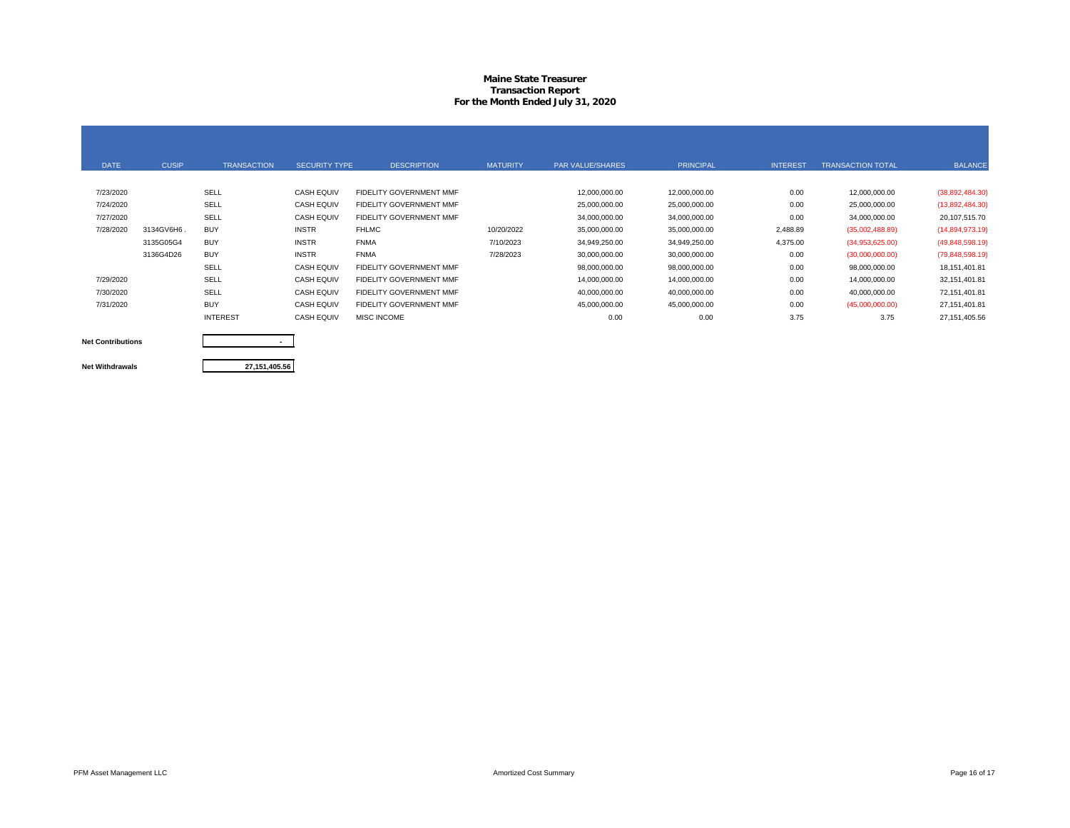# Maine State Treasurer
## Transaction Report
### For the Month Ended July 31, 2020

| DATE | CUSIP | TRANSACTION | SECURITY TYPE | DESCRIPTION | MATURITY | PAR VALUE/SHARES | PRINCIPAL | INTEREST | TRANSACTION TOTAL | BALANCE |
|---|---|---|---|---|---|---|---|---|---|---|
| 7/23/2020 | | SELL | CASH EQUIV | FIDELITY GOVERNMENT MMF | | 12,000,000.00 | 12,000,000.00 | 0.00 | 12,000,000.00 | (38,892,484.30) |
| 7/24/2020 | | SELL | CASH EQUIV | FIDELITY GOVERNMENT MMF | | 25,000,000.00 | 25,000,000.00 | 0.00 | 25,000,000.00 | (13,892,484.30) |
| 7/27/2020 | | SELL | CASH EQUIV | FIDELITY GOVERNMENT MMF | | 34,000,000.00 | 34,000,000.00 | 0.00 | 34,000,000.00 | 20,107,515.70 |
| 7/28/2020 | 3134GV6H6 . | BUY | INSTR | FHLMC | 10/20/2022 | 35,000,000.00 | 35,000,000.00 | 2,488.89 | (35,002,488.89) | (14,894,973.19) |
| | 3135G05G4 | BUY | INSTR | FNMA | 7/10/2023 | 34,949,250.00 | 34,949,250.00 | 4,375.00 | (34,953,625.00) | (49,848,598.19) |
| | 3136G4D26 | BUY | INSTR | FNMA | 7/28/2023 | 30,000,000.00 | 30,000,000.00 | 0.00 | (30,000,000.00) | (79,848,598.19) |
| | | SELL | CASH EQUIV | FIDELITY GOVERNMENT MMF | | 98,000,000.00 | 98,000,000.00 | 0.00 | 98,000,000.00 | 18,151,401.81 |
| 7/29/2020 | | SELL | CASH EQUIV | FIDELITY GOVERNMENT MMF | | 14,000,000.00 | 14,000,000.00 | 0.00 | 14,000,000.00 | 32,151,401.81 |
| 7/30/2020 | | SELL | CASH EQUIV | FIDELITY GOVERNMENT MMF | | 40,000,000.00 | 40,000,000.00 | 0.00 | 40,000,000.00 | 72,151,401.81 |
| 7/31/2020 | | BUY | CASH EQUIV | FIDELITY GOVERNMENT MMF | | 45,000,000.00 | 45,000,000.00 | 0.00 | (45,000,000.00) | 27,151,401.81 |
| | | INTEREST | CASH EQUIV | MISC INCOME | | 0.00 | 0.00 | 3.75 | 3.75 | 27,151,405.56 |

| | |
|---|---|
| **Net Contributions** | - |
| **Net Withdrawals** | 27,151,405.56 |

PFM Asset Management LLC

Amortized Cost Summary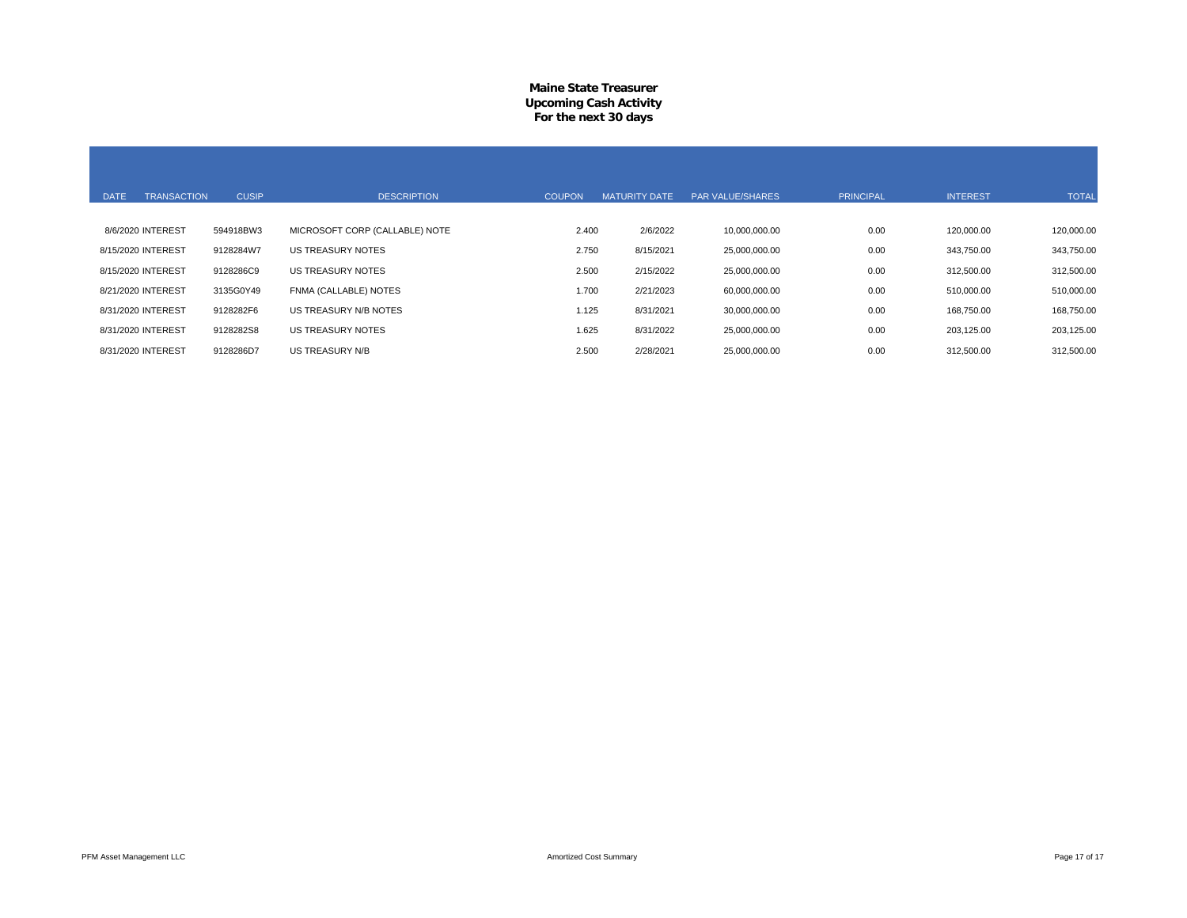# Maine State Treasurer
## Upcoming Cash Activity
### For the next 30 days

| DATE | TRANSACTION | CUSIP | DESCRIPTION | COUPON | MATURITY DATE | PAR VALUE/SHARES | PRINCIPAL | INTEREST | TOTAL |
|---|---|---|---|---|---|---|---|---|---|
| 8/6/2020 | INTEREST | 594918BW3 | MICROSOFT CORP (CALLABLE) NOTE | 2.400 | 2/6/2022 | 10,000,000.00 | 0.00 | 120,000.00 | 120,000.00 |
| 8/15/2020 | INTEREST | 9128284W7 | US TREASURY NOTES | 2.750 | 8/15/2021 | 25,000,000.00 | 0.00 | 343,750.00 | 343,750.00 |
| 8/15/2020 | INTEREST | 9128286C9 | US TREASURY NOTES | 2.500 | 2/15/2022 | 25,000,000.00 | 0.00 | 312,500.00 | 312,500.00 |
| 8/21/2020 | INTEREST | 3135G0Y49 | FNMA (CALLABLE) NOTES | 1.700 | 2/21/2023 | 60,000,000.00 | 0.00 | 510,000.00 | 510,000.00 |
| 8/31/2020 | INTEREST | 9128282F6 | US TREASURY N/B NOTES | 1.125 | 8/31/2021 | 30,000,000.00 | 0.00 | 168,750.00 | 168,750.00 |
| 8/31/2020 | INTEREST | 9128282S8 | US TREASURY NOTES | 1.625 | 8/31/2022 | 25,000,000.00 | 0.00 | 203,125.00 | 203,125.00 |
| 8/31/2020 | INTEREST | 9128286D7 | US TREASURY N/B | 2.500 | 2/28/2021 | 25,000,000.00 | 0.00 | 312,500.00 | 312,500.00 |